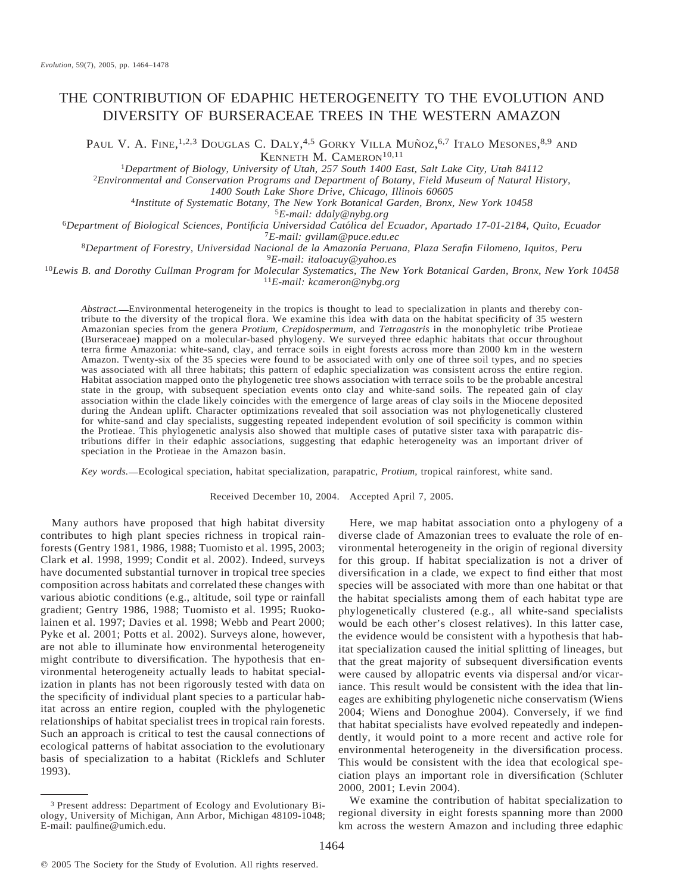# THE CONTRIBUTION OF EDAPHIC HETEROGENEITY TO THE EVOLUTION AND DIVERSITY OF BURSERACEAE TREES IN THE WESTERN AMAZON

PAUL V. A. FINE,[1,2,3] DOUGLAS C. DALY,[4,5] GORKY VILLA MUÑOZ,[6,7] ITALO MESONES,[8,9] AND KENNETH M. CAMERON[10,11]

[1]*Department of Biology, University of Utah, 257 South 1400 East, Salt Lake City, Utah 84112*

[2]*Environmental and Conservation Programs and Department of Botany, Field Museum of Natural History, 1400 South Lake Shore Drive, Chicago, Illinois 60605*

[4]*Institute of Systematic Botany, The New York Botanical Garden, Bronx, New York 10458*

[5]*E-mail: ddaly@nybg.org*

[6]*Department of Biological Sciences, Pontificia Universidad Católica del Ecuador, Apartado 17-01-2184, Quito, Ecuador*

[7]*E-mail: gvillam@puce.edu.ec*

[8]*Department of Forestry, Universidad Nacional de la Amazonía Peruana, Plaza Serafin Filomeno, Iquitos, Peru*

[9]*E-mail: italoacuy@yahoo.es*

[10]*Lewis B. and Dorothy Cullman Program for Molecular Systematics, The New York Botanical Garden, Bronx, New York 10458*

[11]*E-mail: kcameron@nybg.org*

*Abstract.*—Environmental heterogeneity in the tropics is thought to lead to specialization in plants and thereby contribute to the diversity of the tropical flora. We examine this idea with data on the habitat specificity of 35 western Amazonian species from the genera *Protium*, *Crepidospermum*, and *Tetragastris* in the monophyletic tribe Protieae (Burseraceae) mapped on a molecular-based phylogeny. We surveyed three edaphic habitats that occur throughout terra firme Amazonia: white-sand, clay, and terrace soils in eight forests across more than 2000 km in the western Amazon. Twenty-six of the 35 species were found to be associated with only one of three soil types, and no species was associated with all three habitats; this pattern of edaphic specialization was consistent across the entire region. Habitat association mapped onto the phylogenetic tree shows association with terrace soils to be the probable ancestral state in the group, with subsequent speciation events onto clay and white-sand soils. The repeated gain of clay association within the clade likely coincides with the emergence of large areas of clay soils in the Miocene deposited during the Andean uplift. Character optimizations revealed that soil association was not phylogenetically clustered for white-sand and clay specialists, suggesting repeated independent evolution of soil specificity is common within the Protieae. This phylogenetic analysis also showed that multiple cases of putative sister taxa with parapatric distributions differ in their edaphic associations, suggesting that edaphic heterogeneity was an important driver of speciation in the Protieae in the Amazon basin.

*Key words.*—Ecological speciation, habitat specialization, parapatric, *Protium*, tropical rainforest, white sand.

Received December 10, 2004. Accepted April 7, 2005.

Many authors have proposed that high habitat diversity contributes to high plant species richness in tropical rainforests (Gentry 1981, 1986, 1988; Tuomisto et al. 1995, 2003; Clark et al. 1998, 1999; Condit et al. 2002). Indeed, surveys have documented substantial turnover in tropical tree species composition across habitats and correlated these changes with various abiotic conditions (e.g., altitude, soil type or rainfall gradient; Gentry 1986, 1988; Tuomisto et al. 1995; Ruokolainen et al. 1997; Davies et al. 1998; Webb and Peart 2000; Pyke et al. 2001; Potts et al. 2002). Surveys alone, however, are not able to illuminate how environmental heterogeneity might contribute to diversification. The hypothesis that environmental heterogeneity actually leads to habitat specialization in plants has not been rigorously tested with data on the specificity of individual plant species to a particular habitat across an entire region, coupled with the phylogenetic relationships of habitat specialist trees in tropical rain forests. Such an approach is critical to test the causal connections of ecological patterns of habitat association to the evolutionary basis of specialization to a habitat (Ricklefs and Schluter 1993).

Here, we map habitat association onto a phylogeny of a diverse clade of Amazonian trees to evaluate the role of environmental heterogeneity in the origin of regional diversity for this group. If habitat specialization is not a driver of diversification in a clade, we expect to find either that most species will be associated with more than one habitat or that the habitat specialists among them of each habitat type are phylogenetically clustered (e.g., all white-sand specialists would be each other's closest relatives). In this latter case, the evidence would be consistent with a hypothesis that habitat specialization caused the initial splitting of lineages, but that the great majority of subsequent diversification events were caused by allopatric events via dispersal and/or vicariance. This result would be consistent with the idea that lineages are exhibiting phylogenetic niche conservatism (Wiens 2004; Wiens and Donoghue 2004). Conversely, if we find that habitat specialists have evolved repeatedly and independently, it would point to a more recent and active role for environmental heterogeneity in the diversification process. This would be consistent with the idea that ecological speciation plays an important role in diversification (Schluter 2000, 2001; Levin 2004).

We examine the contribution of habitat specialization to regional diversity in eight forests spanning more than 2000 km across the western Amazon and including three edaphic

[3] Present address: Department of Ecology and Evolutionary Biology, University of Michigan, Ann Arbor, Michigan 48109-1048; E-mail: paulfine@umich.edu.

© 2005 The Society for the Study of Evolution. All rights reserved.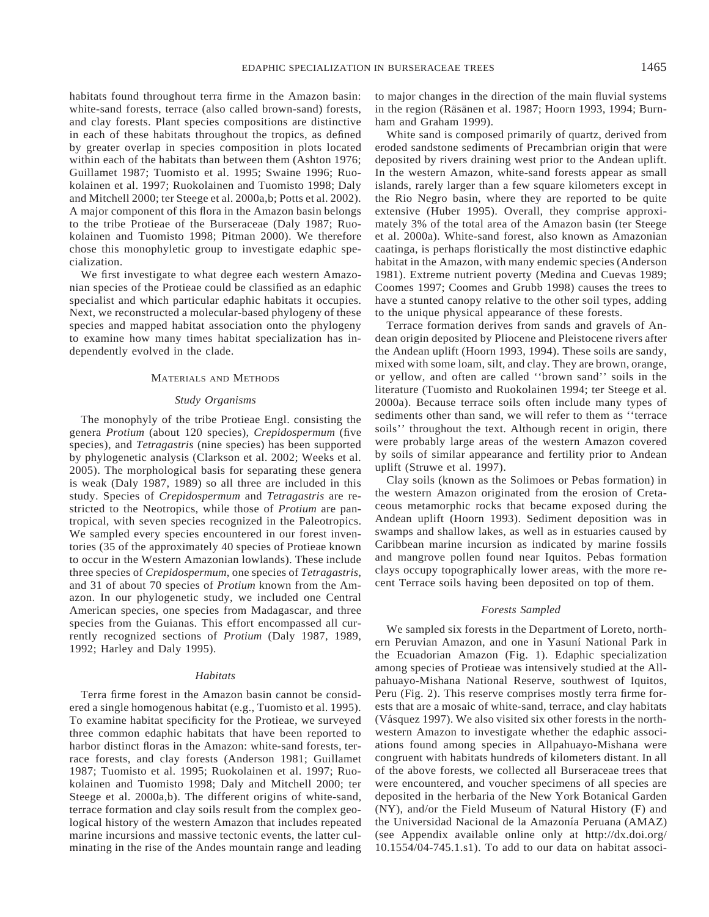habitats found throughout terra firme in the Amazon basin: white-sand forests, terrace (also called brown-sand) forests, and clay forests. Plant species compositions are distinctive in each of these habitats throughout the tropics, as defined by greater overlap in species composition in plots located within each of the habitats than between them (Ashton 1976; Guillamet 1987; Tuomisto et al. 1995; Swaine 1996; Ruokolainen et al. 1997; Ruokolainen and Tuomisto 1998; Daly and Mitchell 2000; ter Steege et al. 2000a,b; Potts et al. 2002). A major component of this flora in the Amazon basin belongs to the tribe Protieae of the Burseraceae (Daly 1987; Ruokolainen and Tuomisto 1998; Pitman 2000). We therefore chose this monophyletic group to investigate edaphic specialization.

We first investigate to what degree each western Amazonian species of the Protieae could be classified as an edaphic specialist and which particular edaphic habitats it occupies. Next, we reconstructed a molecular-based phylogeny of these species and mapped habitat association onto the phylogeny to examine how many times habitat specialization has independently evolved in the clade.

## Materials and Methods

### Study Organisms

The monophyly of the tribe Protieae Engl. consisting the genera *Protium* (about 120 species), *Crepidospermum* (five species), and *Tetragastris* (nine species) has been supported by phylogenetic analysis (Clarkson et al. 2002; Weeks et al. 2005). The morphological basis for separating these genera is weak (Daly 1987, 1989) so all three are included in this study. Species of *Crepidospermum* and *Tetragastris* are restricted to the Neotropics, while those of *Protium* are pantropical, with seven species recognized in the Paleotropics. We sampled every species encountered in our forest inventories (35 of the approximately 40 species of Protieae known to occur in the Western Amazonian lowlands). These include three species of *Crepidospermum*, one species of *Tetragastris*, and 31 of about 70 species of *Protium* known from the Amazon. In our phylogenetic study, we included one Central American species, one species from Madagascar, and three species from the Guianas. This effort encompassed all currently recognized sections of *Protium* (Daly 1987, 1989, 1992; Harley and Daly 1995).

### Habitats

Terra firme forest in the Amazon basin cannot be considered a single homogenous habitat (e.g., Tuomisto et al. 1995). To examine habitat specificity for the Protieae, we surveyed three common edaphic habitats that have been reported to harbor distinct floras in the Amazon: white-sand forests, terrace forests, and clay forests (Anderson 1981; Guillamet 1987; Tuomisto et al. 1995; Ruokolainen et al. 1997; Ruokolainen and Tuomisto 1998; Daly and Mitchell 2000; ter Steege et al. 2000a,b). The different origins of white-sand, terrace formation and clay soils result from the complex geological history of the western Amazon that includes repeated marine incursions and massive tectonic events, the latter culminating in the rise of the Andes mountain range and leading to major changes in the direction of the main fluvial systems in the region (Räsänen et al. 1987; Hoorn 1993, 1994; Burnham and Graham 1999).

White sand is composed primarily of quartz, derived from eroded sandstone sediments of Precambrian origin that were deposited by rivers draining west prior to the Andean uplift. In the western Amazon, white-sand forests appear as small islands, rarely larger than a few square kilometers except in the Rio Negro basin, where they are reported to be quite extensive (Huber 1995). Overall, they comprise approximately 3% of the total area of the Amazon basin (ter Steege et al. 2000a). White-sand forest, also known as Amazonian caatinga, is perhaps floristically the most distinctive edaphic habitat in the Amazon, with many endemic species (Anderson 1981). Extreme nutrient poverty (Medina and Cuevas 1989; Coomes 1997; Coomes and Grubb 1998) causes the trees to have a stunted canopy relative to the other soil types, adding to the unique physical appearance of these forests.

Terrace formation derives from sands and gravels of Andean origin deposited by Pliocene and Pleistocene rivers after the Andean uplift (Hoorn 1993, 1994). These soils are sandy, mixed with some loam, silt, and clay. They are brown, orange, or yellow, and often are called ''brown sand'' soils in the literature (Tuomisto and Ruokolainen 1994; ter Steege et al. 2000a). Because terrace soils often include many types of sediments other than sand, we will refer to them as ''terrace soils'' throughout the text. Although recent in origin, there were probably large areas of the western Amazon covered by soils of similar appearance and fertility prior to Andean uplift (Struwe et al. 1997).

Clay soils (known as the Solimoes or Pebas formation) in the western Amazon originated from the erosion of Cretaceous metamorphic rocks that became exposed during the Andean uplift (Hoorn 1993). Sediment deposition was in swamps and shallow lakes, as well as in estuaries caused by Caribbean marine incursion as indicated by marine fossils and mangrove pollen found near Iquitos. Pebas formation clays occupy topographically lower areas, with the more recent Terrace soils having been deposited on top of them.

### Forests Sampled

We sampled six forests in the Department of Loreto, northern Peruvian Amazon, and one in Yasuní National Park in the Ecuadorian Amazon (Fig. 1). Edaphic specialization among species of Protieae was intensively studied at the Allpahuayo-Mishana National Reserve, southwest of Iquitos, Peru (Fig. 2). This reserve comprises mostly terra firme forests that are a mosaic of white-sand, terrace, and clay habitats (Vásquez 1997). We also visited six other forests in the northwestern Amazon to investigate whether the edaphic associations found among species in Allpahuayo-Mishana were congruent with habitats hundreds of kilometers distant. In all of the above forests, we collected all Burseraceae trees that were encountered, and voucher specimens of all species are deposited in the herbaria of the New York Botanical Garden (NY), and/or the Field Museum of Natural History (F) and the Universidad Nacional de la Amazonía Peruana (AMAZ) (see Appendix available online only at http://dx.doi.org/10.1554/04-745.1.s1). To add to our data on habitat associ-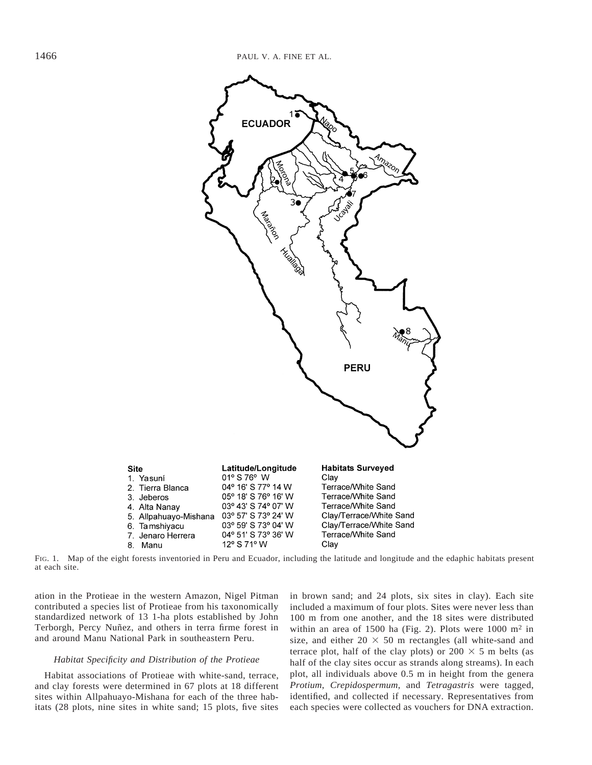| Site | Latitude/Longitude | Habitats Surveyed |
|---|---|---|
| 1. Yasuní | 01° S 76° W | Clay |
| 2. Tierra Blanca | 04° 16' S 77° 14 W | Terrace/White Sand |
| 3. Jeberos | 05° 18' S 76° 16' W | Terrace/White Sand |
| 4. Alta Nanay | 03° 43' S 74° 07' W | Terrace/White Sand |
| 5. Allpahuayo-Mishana | 03° 57' S 73° 24' W | Clay/Terrace/White Sand |
| 6. Tamshiyacu | 03° 59' S 73° 04' W | Clay/Terrace/White Sand |
| 7. Jenaro Herrera | 04° 51' S 73° 36' W | Terrace/White Sand |
| 8. Manu | 12° S 71° W | Clay |

FIG. 1. Map of the eight forests inventoried in Peru and Ecuador, including the latitude and longitude and the edaphic habitats present at each site.

ation in the Protieae in the western Amazon, Nigel Pitman contributed a species list of Protieae from his taxonomically standardized network of 13 1-ha plots established by John Terborgh, Percy Nuñez, and others in terra firme forest in and around Manu National Park in southeastern Peru.

### *Habitat Specificity and Distribution of the Protieae*

Habitat associations of Protieae with white-sand, terrace, and clay forests were determined in 67 plots at 18 different sites within Allpahuayo-Mishana for each of the three habitats (28 plots, nine sites in white sand; 15 plots, five sites in brown sand; and 24 plots, six sites in clay). Each site included a maximum of four plots. Sites were never less than 100 m from one another, and the 18 sites were distributed within an area of 1500 ha (Fig. 2). Plots were 1000 $m^2$ in size, and either $20 \times 50$ m rectangles (all white-sand and terrace plot, half of the clay plots) or $200 \times 5$ m belts (as half of the clay sites occur as strands along streams). In each plot, all individuals above 0.5 m in height from the genera *Protium*, *Crepidospermum*, and *Tetragastris* were tagged, identified, and collected if necessary. Representatives from each species were collected as vouchers for DNA extraction.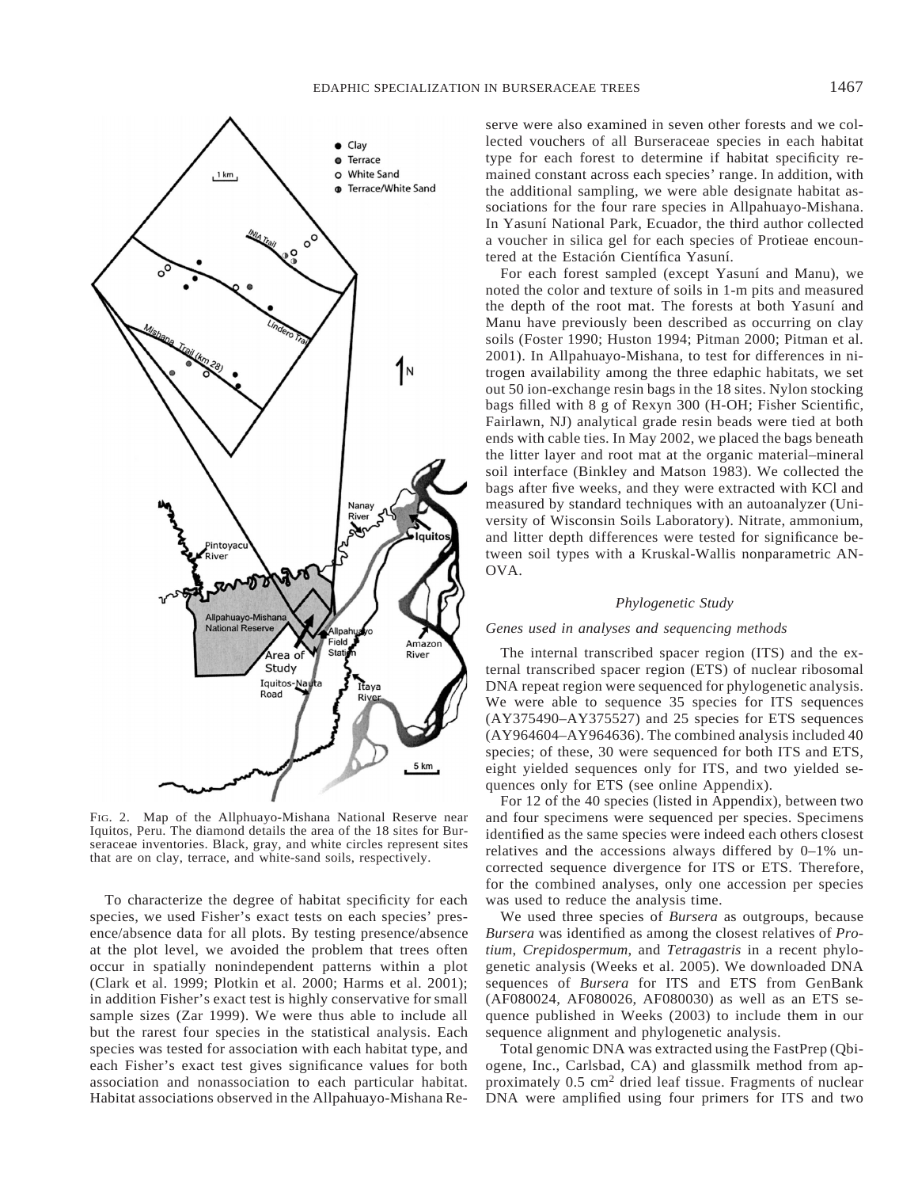FIG. 2. Map of the Allphuayo-Mishana National Reserve near Iquitos, Peru. The diamond details the area of the 18 sites for Burseraceae inventories. Black, gray, and white circles represent sites that are on clay, terrace, and white-sand soils, respectively.

To characterize the degree of habitat specificity for each species, we used Fisher's exact tests on each species' presence/absence data for all plots. By testing presence/absence at the plot level, we avoided the problem that trees often occur in spatially nonindependent patterns within a plot (Clark et al. 1999; Plotkin et al. 2000; Harms et al. 2001); in addition Fisher's exact test is highly conservative for small sample sizes (Zar 1999). We were thus able to include all but the rarest four species in the statistical analysis. Each species was tested for association with each habitat type, and each Fisher's exact test gives significance values for both association and nonassociation to each particular habitat. Habitat associations observed in the Allpahuayo-Mishana Reserve were also examined in seven other forests and we collected vouchers of all Burseraceae species in each habitat type for each forest to determine if habitat specificity remained constant across each species' range. In addition, with the additional sampling, we were able designate habitat associations for the four rare species in Allpahuayo-Mishana. In Yasuní National Park, Ecuador, the third author collected a voucher in silica gel for each species of Protieae encountered at the Estación Científica Yasuní.

For each forest sampled (except Yasuní and Manu), we noted the color and texture of soils in 1-m pits and measured the depth of the root mat. The forests at both Yasuní and Manu have previously been described as occurring on clay soils (Foster 1990; Huston 1994; Pitman 2000; Pitman et al. 2001). In Allpahuayo-Mishana, to test for differences in nitrogen availability among the three edaphic habitats, we set out 50 ion-exchange resin bags in the 18 sites. Nylon stocking bags filled with 8 g of Rexyn 300 (H-OH; Fisher Scientific, Fairlawn, NJ) analytical grade resin beads were tied at both ends with cable ties. In May 2002, we placed the bags beneath the litter layer and root mat at the organic material–mineral soil interface (Binkley and Matson 1983). We collected the bags after five weeks, and they were extracted with KCl and measured by standard techniques with an autoanalyzer (University of Wisconsin Soils Laboratory). Nitrate, ammonium, and litter depth differences were tested for significance between soil types with a Kruskal-Wallis nonparametric ANOVA.

### *Phylogenetic Study*

#### *Genes used in analyses and sequencing methods*

The internal transcribed spacer region (ITS) and the external transcribed spacer region (ETS) of nuclear ribosomal DNA repeat region were sequenced for phylogenetic analysis. We were able to sequence 35 species for ITS sequences (AY375490–AY375527) and 25 species for ETS sequences (AY964604–AY964636). The combined analysis included 40 species; of these, 30 were sequenced for both ITS and ETS, eight yielded sequences only for ITS, and two yielded sequences only for ETS (see online Appendix).

For 12 of the 40 species (listed in Appendix), between two and four specimens were sequenced per species. Specimens identified as the same species were indeed each others closest relatives and the accessions always differed by 0–1% uncorrected sequence divergence for ITS or ETS. Therefore, for the combined analyses, only one accession per species was used to reduce the analysis time.

We used three species of *Bursera* as outgroups, because *Bursera* was identified as among the closest relatives of *Protium*, *Crepidospermum*, and *Tetragastris* in a recent phylogenetic analysis (Weeks et al. 2005). We downloaded DNA sequences of *Bursera* for ITS and ETS from GenBank (AF080024, AF080026, AF080030) as well as an ETS sequence published in Weeks (2003) to include them in our sequence alignment and phylogenetic analysis.

Total genomic DNA was extracted using the FastPrep (Qbiogene, Inc., Carlsbad, CA) and glassmilk method from approximately 0.5 $cm^2$ dried leaf tissue. Fragments of nuclear DNA were amplified using four primers for ITS and two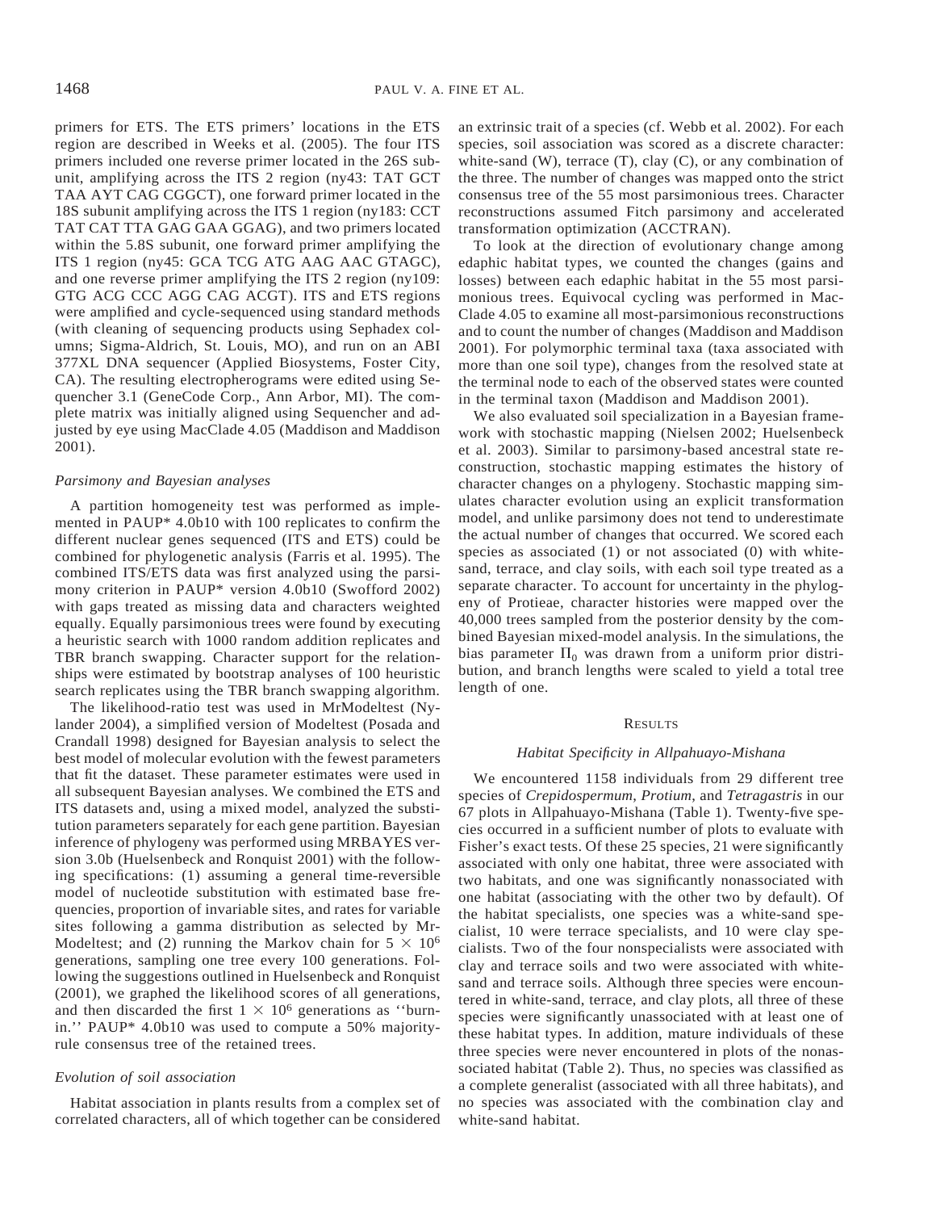primers for ETS. The ETS primers' locations in the ETS region are described in Weeks et al. (2005). The four ITS primers included one reverse primer located in the 26S subunit, amplifying across the ITS 2 region (ny43: TAT GCT TAA AYT CAG CGGCT), one forward primer located in the 18S subunit amplifying across the ITS 1 region (ny183: CCT TAT CAT TTA GAG GAA GGAG), and two primers located within the 5.8S subunit, one forward primer amplifying the ITS 1 region (ny45: GCA TCG ATG AAG AAC GTAGC), and one reverse primer amplifying the ITS 2 region (ny109: GTG ACG CCC AGG CAG ACGT). ITS and ETS regions were amplified and cycle-sequenced using standard methods (with cleaning of sequencing products using Sephadex columns; Sigma-Aldrich, St. Louis, MO), and run on an ABI 377XL DNA sequencer (Applied Biosystems, Foster City, CA). The resulting electropherograms were edited using Sequencher 3.1 (GeneCode Corp., Ann Arbor, MI). The complete matrix was initially aligned using Sequencher and adjusted by eye using MacClade 4.05 (Maddison and Maddison 2001).

### *Parsimony and Bayesian analyses*

A partition homogeneity test was performed as implemented in PAUP* 4.0b10 with 100 replicates to confirm the different nuclear genes sequenced (ITS and ETS) could be combined for phylogenetic analysis (Farris et al. 1995). The combined ITS/ETS data was first analyzed using the parsimony criterion in PAUP* version 4.0b10 (Swofford 2002) with gaps treated as missing data and characters weighted equally. Equally parsimonious trees were found by executing a heuristic search with 1000 random addition replicates and TBR branch swapping. Character support for the relationships were estimated by bootstrap analyses of 100 heuristic search replicates using the TBR branch swapping algorithm.

The likelihood-ratio test was used in MrModeltest (Nylander 2004), a simplified version of Modeltest (Posada and Crandall 1998) designed for Bayesian analysis to select the best model of molecular evolution with the fewest parameters that fit the dataset. These parameter estimates were used in all subsequent Bayesian analyses. We combined the ETS and ITS datasets and, using a mixed model, analyzed the substitution parameters separately for each gene partition. Bayesian inference of phylogeny was performed using MRBAYES version 3.0b (Huelsenbeck and Ronquist 2001) with the following specifications: (1) assuming a general time-reversible model of nucleotide substitution with estimated base frequencies, proportion of invariable sites, and rates for variable sites following a gamma distribution as selected by MrModeltest; and (2) running the Markov chain for $5 \times 10^6$ generations, sampling one tree every 100 generations. Following the suggestions outlined in Huelsenbeck and Ronquist (2001), we graphed the likelihood scores of all generations, and then discarded the first $1 \times 10^6$ generations as ''burn-in.'' PAUP* 4.0b10 was used to compute a 50% majority-rule consensus tree of the retained trees.

### *Evolution of soil association*

Habitat association in plants results from a complex set of correlated characters, all of which together can be considered an extrinsic trait of a species (cf. Webb et al. 2002). For each species, soil association was scored as a discrete character: white-sand (W), terrace (T), clay (C), or any combination of the three. The number of changes was mapped onto the strict consensus tree of the 55 most parsimonious trees. Character reconstructions assumed Fitch parsimony and accelerated transformation optimization (ACCTRAN).

To look at the direction of evolutionary change among edaphic habitat types, we counted the changes (gains and losses) between each edaphic habitat in the 55 most parsimonious trees. Equivocal cycling was performed in MacClade 4.05 to examine all most-parsimonious reconstructions and to count the number of changes (Maddison and Maddison 2001). For polymorphic terminal taxa (taxa associated with more than one soil type), changes from the resolved state at the terminal node to each of the observed states were counted in the terminal taxon (Maddison and Maddison 2001).

We also evaluated soil specialization in a Bayesian framework with stochastic mapping (Nielsen 2002; Huelsenbeck et al. 2003). Similar to parsimony-based ancestral state reconstruction, stochastic mapping estimates the history of character changes on a phylogeny. Stochastic mapping simulates character evolution using an explicit transformation model, and unlike parsimony does not tend to underestimate the actual number of changes that occurred. We scored each species as associated (1) or not associated (0) with white-sand, terrace, and clay soils, with each soil type treated as a separate character. To account for uncertainty in the phylogeny of Protieae, character histories were mapped over the 40,000 trees sampled from the posterior density by the combined Bayesian mixed-model analysis. In the simulations, the bias parameter $\Pi_0$ was drawn from a uniform prior distribution, and branch lengths were scaled to yield a total tree length of one.

## Results

### *Habitat Specificity in Allpahuayo-Mishana*

We encountered 1158 individuals from 29 different tree species of *Crepidospermum*, *Protium*, and *Tetragastris* in our 67 plots in Allpahuayo-Mishana (Table 1). Twenty-five species occurred in a sufficient number of plots to evaluate with Fisher's exact tests. Of these 25 species, 21 were significantly associated with only one habitat, three were associated with two habitats, and one was significantly nonassociated with one habitat (associating with the other two by default). Of the habitat specialists, one species was a white-sand specialist, 10 were terrace specialists, and 10 were clay specialists. Two of the four nonspecialists were associated with clay and terrace soils and two were associated with white-sand and terrace soils. Although three species were encountered in white-sand, terrace, and clay plots, all three of these species were significantly unassociated with at least one of these habitat types. In addition, mature individuals of these three species were never encountered in plots of the nonassociated habitat (Table 2). Thus, no species was classified as a complete generalist (associated with all three habitats), and no species was associated with the combination clay and white-sand habitat.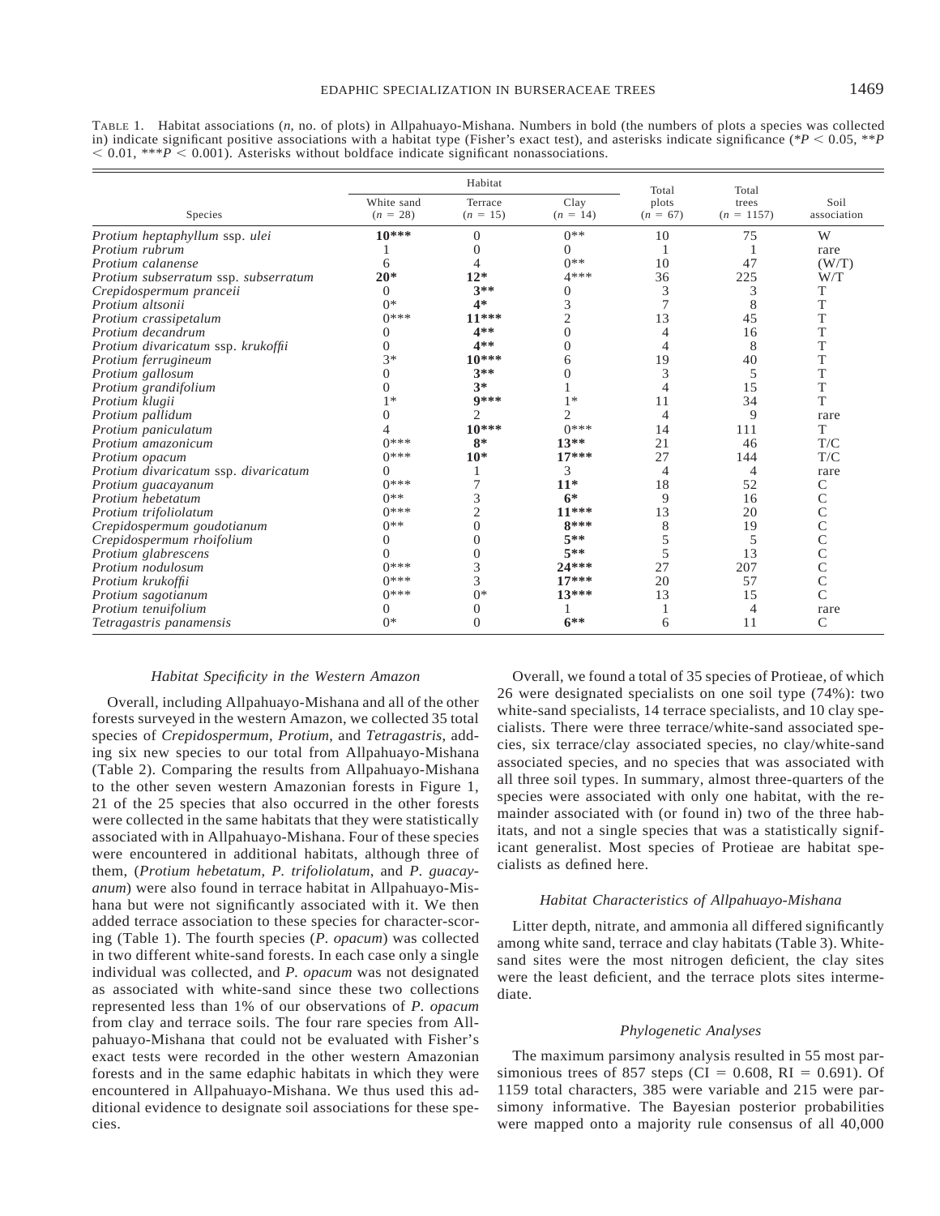TABLE 1. Habitat associations (*n*, no. of plots) in Allpahuayo-Mishana. Numbers in bold (the numbers of plots a species was collected in) indicate significant positive associations with a habitat type (Fisher's exact test), and asterisks indicate significance (*$P < 0.05$, **$P < 0.01$, ***$P < 0.001$). Asterisks without boldface indicate significant nonassociations.

| Species | Habitat | | | Total plots ($n$ = 67) | Total trees ($n$ = 1157) | Soil association |
|---|---|---|---|---|---|---|
| | White sand ($n$ = 28) | Terrace ($n$ = 15) | Clay ($n$ = 14) | | | |
| *Protium heptaphyllum* ssp. *ulei* | **10*** ** | 0 | 0** | 10 | 75 | W |
| *Protium rubrum* | 1 | 0 | 0 | 1 | 1 | rare |
| *Protium calanense* | 6 | 4 | 0** | 10 | 47 | (W/T) |
| *Protium subserratum* ssp. *subserratum* | **20*** | **12*** | 4*** | 36 | 225 | W/T |
| *Crepidospermum pranceii* | 0 | **3**** | 0 | 3 | 3 | T |
| *Protium altsonii* | 0* | **4*** | 3 | 7 | 8 | T |
| *Protium crassipetalum* | 0*** | **11***** | 2 | 13 | 45 | T |
| *Protium decandrum* | 0 | **4**** | 0 | 4 | 16 | T |
| *Protium divaricatum* ssp. *krukoffii* | 0 | **4**** | 0 | 4 | 8 | T |
| *Protium ferrugineum* | 3* | **10***** | 6 | 19 | 40 | T |
| *Protium gallosum* | 0 | **3**** | 0 | 3 | 5 | T |
| *Protium grandifolium* | 0 | **3*** | 1 | 4 | 15 | T |
| *Protium klugii* | 1* | **9***** | 1* | 11 | 34 | T |
| *Protium pallidum* | 0 | 2 | 2 | 4 | 9 | rare |
| *Protium paniculatum* | 4 | **10***** | 0*** | 14 | 111 | T |
| *Protium amazonicum* | 0*** | **8*** | **13**** | 21 | 46 | T/C |
| *Protium opacum* | 0*** | **10*** | **17***** | 27 | 144 | T/C |
| *Protium divaricatum* ssp. *divaricatum* | 0 | 1 | 3 | 4 | 4 | rare |
| *Protium guacayanum* | 0*** | 7 | **11*** | 18 | 52 | C |
| *Protium hebetatum* | 0** | 3 | **6*** | 9 | 16 | C |
| *Protium trifoliolatum* | 0*** | 2 | **11***** | 13 | 20 | C |
| *Crepidospermum goudotianum* | 0** | 0 | **8***** | 8 | 19 | C |
| *Crepidospermum rhoifolium* | 0 | 0 | **5**** | 5 | 5 | C |
| *Protium glabrescens* | 0 | 0 | **5**** | 5 | 13 | C |
| *Protium nodulosum* | 0*** | 3 | **24***** | 27 | 207 | C |
| *Protium krukoffii* | 0*** | 3 | **17***** | 20 | 57 | C |
| *Protium sagotianum* | 0*** | 0* | **13***** | 13 | 15 | C |
| *Protium tenuifolium* | 0 | 0 | 1 | 1 | 4 | rare |
| *Tetragastris panamensis* | 0* | 0 | **6**** | 6 | 11 | C |

### *Habitat Specificity in the Western Amazon*

Overall, including Allpahuayo-Mishana and all of the other forests surveyed in the western Amazon, we collected 35 total species of *Crepidospermum*, *Protium*, and *Tetragastris*, adding six new species to our total from Allpahuayo-Mishana (Table 2). Comparing the results from Allpahuayo-Mishana to the other seven western Amazonian forests in Figure 1, 21 of the 25 species that also occurred in the other forests were collected in the same habitats that they were statistically associated with in Allpahuayo-Mishana. Four of these species were encountered in additional habitats, although three of them, (*Protium hebetatum*, *P. trifoliolatum*, and *P. guacayanum*) were also found in terrace habitat in Allpahuayo-Mishana but were not significantly associated with it. We then added terrace association to these species for character-scoring (Table 1). The fourth species (*P. opacum*) was collected in two different white-sand forests. In each case only a single individual was collected, and *P. opacum* was not designated as associated with white-sand since these two collections represented less than 1% of our observations of *P. opacum* from clay and terrace soils. The four rare species from Allpahuayo-Mishana that could not be evaluated with Fisher's exact tests were recorded in the other western Amazonian forests and in the same edaphic habitats in which they were encountered in Allpahuayo-Mishana. We thus used this additional evidence to designate soil associations for these species.

Overall, we found a total of 35 species of Protieae, of which 26 were designated specialists on one soil type (74%): two white-sand specialists, 14 terrace specialists, and 10 clay specialists. There were three terrace/white-sand associated species, six terrace/clay associated species, no clay/white-sand associated species, and no species that was associated with all three soil types. In summary, almost three-quarters of the species were associated with only one habitat, with the remainder associated with (or found in) two of the three habitats, and not a single species that was a statistically significant generalist. Most species of Protieae are habitat specialists as defined here.

### *Habitat Characteristics of Allpahuayo-Mishana*

Litter depth, nitrate, and ammonia all differed significantly among white sand, terrace and clay habitats (Table 3). White-sand sites were the most nitrogen deficient, the clay sites were the least deficient, and the terrace plots sites intermediate.

### *Phylogenetic Analyses*

The maximum parsimony analysis resulted in 55 most parsimonious trees of 857 steps (CI = 0.608, RI = 0.691). Of 1159 total characters, 385 were variable and 215 were parsimony informative. The Bayesian posterior probabilities were mapped onto a majority rule consensus of all 40,000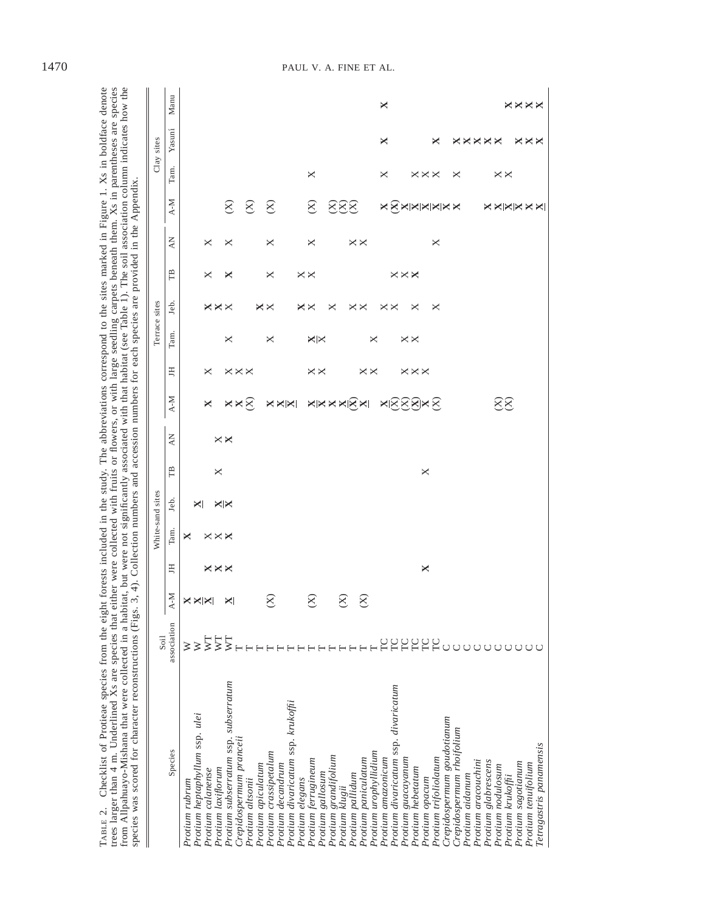TABLE 2. Checklist of Protieae species from the eight forests included in the study. The abbreviations correspond to the sites marked in Figure 1. Xs in boldface denote trees larger than 4 m. Underlined Xs are species that either were collected with fruits or flowers, or with large seedling carpets beneath them. Xs in parentheses are species from Allpahuayo-Mishana that were collected in a habitat, but were not significantly associated with that habitat (see Table 1). The soil association column indicates how the species was scored for character reconstructions (Figs. 3, 4). Collection numbers and accession numbers for each species are provided in the Appendix.

| Species | Soil association | White-sand sites | | | | | | Terrace sites | | | | | | Clay sites | | | |
|---|---|---|---|---|---|---|---|---|---|---|---|---|---|---|---|---|---|
| | | A-M | JH | Tam. | Jeb. | TB | AN | A-M | JH | Tam. | Jeb. | TB | AN | A-M | Tam. | Yasuní | Manu |
| *Protium rubrum* | W | **X** | | | | | | | | | | | | | | | |
| *Protium heptaphyllum* ssp. *ulei* | W | **X** | | **X** | <u>**X**</u> | | | | | | | | | | | | |
| *Protium calanense* | WT | <u>**X**</u> | **X** | X | | | | **X** | X | | | | | | | | |
| *Protium laxiflorum* | WT | | **X** | X | <u>**X**</u> | X | X | | | | **X** | X | X | | | | |
| *Protium subserratum* ssp. *subserratum* | WT | <u>**X**</u> | **X** | **X** | **X** | | **X** | **X** | X | X | **X** | **X** | X | (X) | | | |
| *Crepidospermum prancei* | T | | | | | | | **X** | X | | X | | | | | | |
| *Protium altsonii* | T | | | | | | | (X) | X | | | | | (X) | | | |
| *Protium apiculatum* | T | | | | | | | | | | | | | | | | |
| *Protium crassipetalum* | T | (X) | | | | | | **X** | | X | **X** | X | X | (X) | | | |
| *Protium decandrum* | T | | | | | | | <u>**X**</u> | | | X | | | | | | |
| *Protium divaricatum* ssp. *krukoffii* | T | | | | | | | <u>X</u> | | | | | | | | | |
| *Protium elegans* | T | | | | | | | <u>**X**</u> | X | <u>**X**</u> | **X** | X | | | | | |
| *Protium ferrugineum* | T | (X) | | | | | | <u>X</u> | X | X | X | X | X | (X) | X | | |
| *Protium gallosum* | T | | | | | | | X | | | | | | | | | |
| *Protium grandifolium* | T | | | | | | | <u>**X**</u> | | | X | | | (X) | | | |
| *Protium klugii* | T | (X) | | | | | | (<u>X</u>) | | | | | | (X) | | | |
| *Protium pallidum* | T | | | | | | | <u>X</u> | X | | X | | X | (X) | | | |
| *Protium paniculatum* | T | (X) | | | | | | | X | X | X | | X | | | | |
| *Protium urophyllidium* | T | | | | | | | | | | | | | | | | |
| *Protium amazonicum* | TC | | | | | | | <u>X</u> | | | X | | | **X** | X | **X** | **X** |
| *Protium divaricatum* ssp. *divaricatum* | TC | | | | | | | (X) | | | X | X | | (X) | | | |
| *Protium guacayanum* | TC | | | | | | | (X) | X | X | | X | | <u>X</u> | | | |
| *Protium hebetatum* | TC | | | | | | | (<u>X</u>) | X | X | X | **X** | | <u>X</u> | X | | |
| *Protium opacum* | TC | | **X** | | | X | | <u>X</u> | X | | | | | <u>X</u> | X | | |
| *Protium trifoliolatum* | TC | | | | | | | (X) | | | X | | X | <u>X</u> | X | **X** | |
| *Crepidospermum goudotianum* | C | | | | | | | | | | | | | X | | | |
| *Crepidospermum rhoifolium* | C | | | | | | | | | | | | | X | X | **X** | |
| *Protium aidanum* | C | | | | | | | | | | | | | | | **X** | |
| *Protium aracouchini* | C | | | | | | | | | | | | | | | **X** | |
| *Protium glabrescens* | C | | | | | | | (X) | | | | | | **X** | X | **X** | |
| *Protium nodulosum* | C | | | | | | | (X) | | | | | | <u>X</u> | X | **X** | |
| *Protium krukoffii* | C | | | | | | | | | | | | | <u>X</u> | | | **X** |
| *Protium sagotianum* | C | | | | | | | | | | | | | **X** | | **X** | **X** |
| *Protium tenuifolium* | C | | | | | | | | | | | | | **X** | | **X** | **X** |
| *Tetragastris panamensis* | C | | | | | | | | | | | | | <u>X</u> | | **X** | **X** |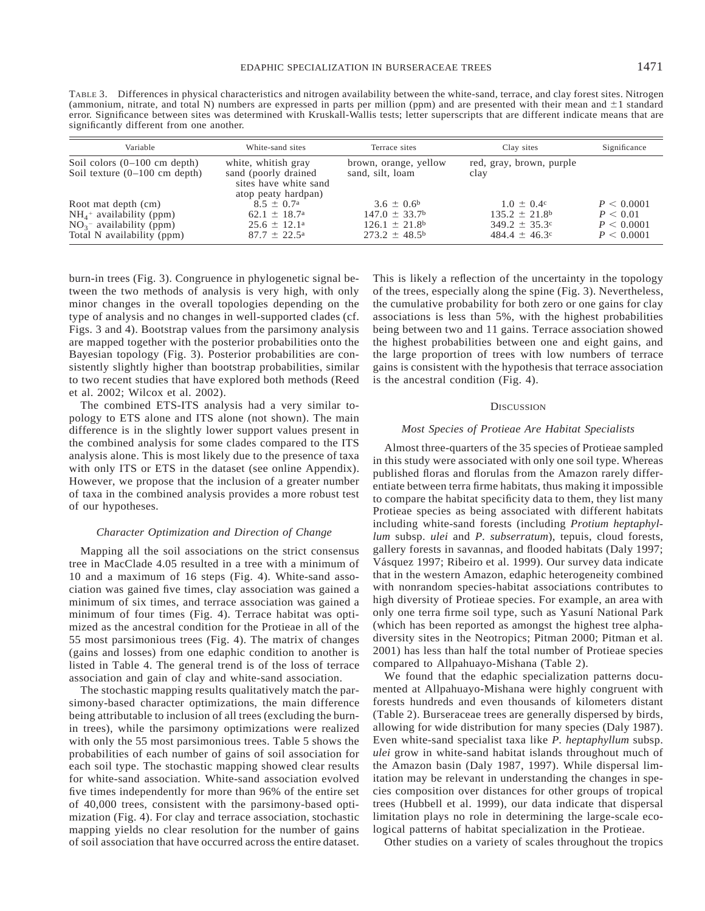TABLE 3. Differences in physical characteristics and nitrogen availability between the white-sand, terrace, and clay forest sites. Nitrogen (ammonium, nitrate, and total N) numbers are expressed in parts per million (ppm) and are presented with their mean and ±1 standard error. Significance between sites was determined with Kruskall-Wallis tests; letter superscripts that are different indicate means that are significantly different from one another.

| Variable | White-sand sites | Terrace sites | Clay sites | Significance |
|---|---|---|---|---|
| Soil colors (0–100 cm depth) | white, whitish gray | brown, orange, yellow | red, gray, brown, purple | |
| Soil texture (0–100 cm depth) | sand (poorly drained sites have white sand atop peaty hardpan) | sand, silt, loam | clay | |
| Root mat depth (cm) | $8.5 \pm 0.7^{a}$ | $3.6 \pm 0.6^{b}$ | $1.0 \pm 0.4^{c}$ | $P < 0.0001$ |
| $NH_4^+$ availability (ppm) | $62.1 \pm 18.7^{a}$ | $147.0 \pm 33.7^{b}$ | $135.2 \pm 21.8^{b}$ | $P < 0.01$ |
| $NO_3^-$ availability (ppm) | $25.6 \pm 12.1^{a}$ | $126.1 \pm 21.8^{b}$ | $349.2 \pm 35.3^{c}$ | $P < 0.0001$ |
| Total N availability (ppm) | $87.7 \pm 22.5^{a}$ | $273.2 \pm 48.5^{b}$ | $484.4 \pm 46.3^{c}$ | $P < 0.0001$ |

burn-in trees (Fig. 3). Congruence in phylogenetic signal between the two methods of analysis is very high, with only minor changes in the overall topologies depending on the type of analysis and no changes in well-supported clades (cf. Figs. 3 and 4). Bootstrap values from the parsimony analysis are mapped together with the posterior probabilities onto the Bayesian topology (Fig. 3). Posterior probabilities are consistently slightly higher than bootstrap probabilities, similar to two recent studies that have explored both methods (Reed et al. 2002; Wilcox et al. 2002).

The combined ETS-ITS analysis had a very similar topology to ETS alone and ITS alone (not shown). The main difference is in the slightly lower support values present in the combined analysis for some clades compared to the ITS analysis alone. This is most likely due to the presence of taxa with only ITS or ETS in the dataset (see online Appendix). However, we propose that the inclusion of a greater number of taxa in the combined analysis provides a more robust test of our hypotheses.

### *Character Optimization and Direction of Change*

Mapping all the soil associations on the strict consensus tree in MacClade 4.05 resulted in a tree with a minimum of 10 and a maximum of 16 steps (Fig. 4). White-sand association was gained five times, clay association was gained a minimum of six times, and terrace association was gained a minimum of four times (Fig. 4). Terrace habitat was optimized as the ancestral condition for the Protieae in all of the 55 most parsimonious trees (Fig. 4). The matrix of changes (gains and losses) from one edaphic condition to another is listed in Table 4. The general trend is of the loss of terrace association and gain of clay and white-sand association.

The stochastic mapping results qualitatively match the parsimony-based character optimizations, the main difference being attributable to inclusion of all trees (excluding the burn-in trees), while the parsimony optimizations were realized with only the 55 most parsimonious trees. Table 5 shows the probabilities of each number of gains of soil association for each soil type. The stochastic mapping showed clear results for white-sand association. White-sand association evolved five times independently for more than 96% of the entire set of 40,000 trees, consistent with the parsimony-based optimization (Fig. 4). For clay and terrace association, stochastic mapping yields no clear resolution for the number of gains of soil association that have occurred across the entire dataset. This is likely a reflection of the uncertainty in the topology of the trees, especially along the spine (Fig. 3). Nevertheless, the cumulative probability for both zero or one gains for clay associations is less than 5%, with the highest probabilities being between two and 11 gains. Terrace association showed the highest probabilities between one and eight gains, and the large proportion of trees with low numbers of terrace gains is consistent with the hypothesis that terrace association is the ancestral condition (Fig. 4).

## DISCUSSION

### *Most Species of Protieae Are Habitat Specialists*

Almost three-quarters of the 35 species of Protieae sampled in this study were associated with only one soil type. Whereas published floras and florulas from the Amazon rarely differentiate between terra firme habitats, thus making it impossible to compare the habitat specificity data to them, they list many Protieae species as being associated with different habitats including white-sand forests (including *Protium heptaphyllum* subsp. *ulei* and *P. subserratum*), tepuis, cloud forests, gallery forests in savannas, and flooded habitats (Daly 1997; Vásquez 1997; Ribeiro et al. 1999). Our survey data indicate that in the western Amazon, edaphic heterogeneity combined with nonrandom species-habitat associations contributes to high diversity of Protieae species. For example, an area with only one terra firme soil type, such as Yasuní National Park (which has been reported as amongst the highest tree alpha-diversity sites in the Neotropics; Pitman 2000; Pitman et al. 2001) has less than half the total number of Protieae species compared to Allpahuayo-Mishana (Table 2).

We found that the edaphic specialization patterns documented at Allpahuayo-Mishana were highly congruent with forests hundreds and even thousands of kilometers distant (Table 2). Burseraceae trees are generally dispersed by birds, allowing for wide distribution for many species (Daly 1987). Even white-sand specialist taxa like *P. heptaphyllum* subsp. *ulei* grow in white-sand habitat islands throughout much of the Amazon basin (Daly 1987, 1997). While dispersal limitation may be relevant in understanding the changes in species composition over distances for other groups of tropical trees (Hubbell et al. 1999), our data indicate that dispersal limitation plays no role in determining the large-scale ecological patterns of habitat specialization in the Protieae.

Other studies on a variety of scales throughout the tropics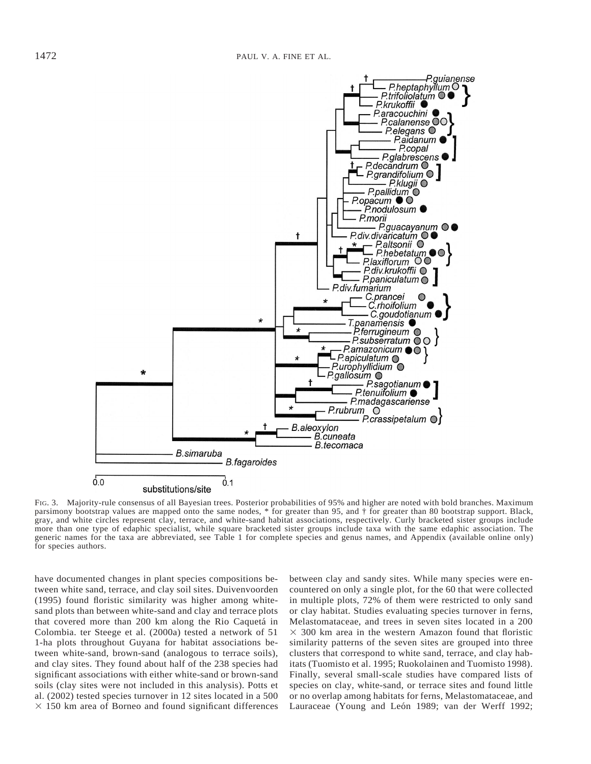FIG. 3. Majority-rule consensus of all Bayesian trees. Posterior probabilities of 95% and higher are noted with bold branches. Maximum parsimony bootstrap values are mapped onto the same nodes, * for greater than 95, and † for greater than 80 bootstrap support. Black, gray, and white circles represent clay, terrace, and white-sand habitat associations, respectively. Curly bracketed sister groups include more than one type of edaphic specialist, while square bracketed sister groups include taxa with the same edaphic association. The generic names for the taxa are abbreviated, see Table 1 for complete species and genus names, and Appendix (available online only) for species authors.

have documented changes in plant species compositions between white sand, terrace, and clay soil sites. Duivenvoorden (1995) found floristic similarity was higher among white-sand plots than between white-sand and clay and terrace plots that covered more than 200 km along the Rio Caquetá in Colombia. ter Steege et al. (2000a) tested a network of 51 1-ha plots throughout Guyana for habitat associations between white-sand, brown-sand (analogous to terrace soils), and clay sites. They found about half of the 238 species had significant associations with either white-sand or brown-sand soils (clay sites were not included in this analysis). Potts et al. (2002) tested species turnover in 12 sites located in a 500 $\times$ 150 km area of Borneo and found significant differences between clay and sandy sites. While many species were encountered on only a single plot, for the 60 that were collected in multiple plots, 72% of them were restricted to only sand or clay habitat. Studies evaluating species turnover in ferns, Melastomataceae, and trees in seven sites located in a 200 $\times$ 300 km area in the western Amazon found that floristic similarity patterns of the seven sites are grouped into three clusters that correspond to white sand, terrace, and clay habitats (Tuomisto et al. 1995; Ruokolainen and Tuomisto 1998). Finally, several small-scale studies have compared lists of species on clay, white-sand, or terrace sites and found little or no overlap among habitats for ferns, Melastomataceae, and Lauraceae (Young and León 1989; van der Werff 1992;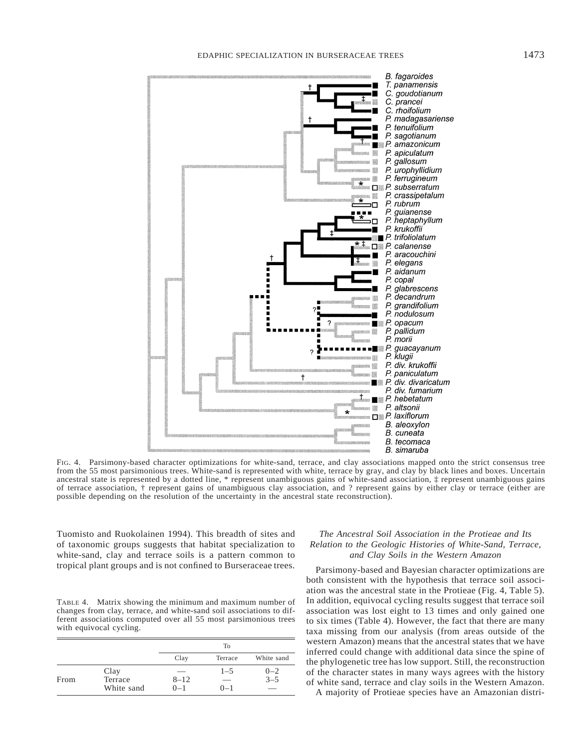FIG. 4. Parsimony-based character optimizations for white-sand, terrace, and clay associations mapped onto the strict consensus tree from the 55 most parsimonious trees. White-sand is represented with white, terrace by gray, and clay by black lines and boxes. Uncertain ancestral state is represented by a dotted line, * represent unambiguous gains of white-sand association, ‡ represent unambiguous gains of terrace association, † represent gains of unambiguous clay association, and ? represent gains by either clay or terrace (either are possible depending on the resolution of the uncertainty in the ancestral state reconstruction).

Tuomisto and Ruokolainen 1994). This breadth of sites and of taxonomic groups suggests that habitat specialization to white-sand, clay and terrace soils is a pattern common to tropical plant groups and is not confined to Burseraceae trees.

TABLE 4. Matrix showing the minimum and maximum number of changes from clay, terrace, and white-sand soil associations to different associations computed over all 55 most parsimonious trees with equivocal cycling.

| | | To | | |
|---|---|---|---|---|
| | | Clay | Terrace | White sand |
| From | Clay | — | 1–5 | 0–2 |
| | Terrace | 8–12 | — | 3–5 |
| | White sand | 0–1 | 0–1 | — |

### *The Ancestral Soil Association in the Protieae and Its Relation to the Geologic Histories of White-Sand, Terrace, and Clay Soils in the Western Amazon*

Parsimony-based and Bayesian character optimizations are both consistent with the hypothesis that terrace soil association was the ancestral state in the Protieae (Fig. 4, Table 5). In addition, equivocal cycling results suggest that terrace soil association was lost eight to 13 times and only gained one to six times (Table 4). However, the fact that there are many taxa missing from our analysis (from areas outside of the western Amazon) means that the ancestral states that we have inferred could change with additional data since the spine of the phylogenetic tree has low support. Still, the reconstruction of the character states in many ways agrees with the history of white sand, terrace and clay soils in the Western Amazon.

A majority of Protieae species have an Amazonian distri-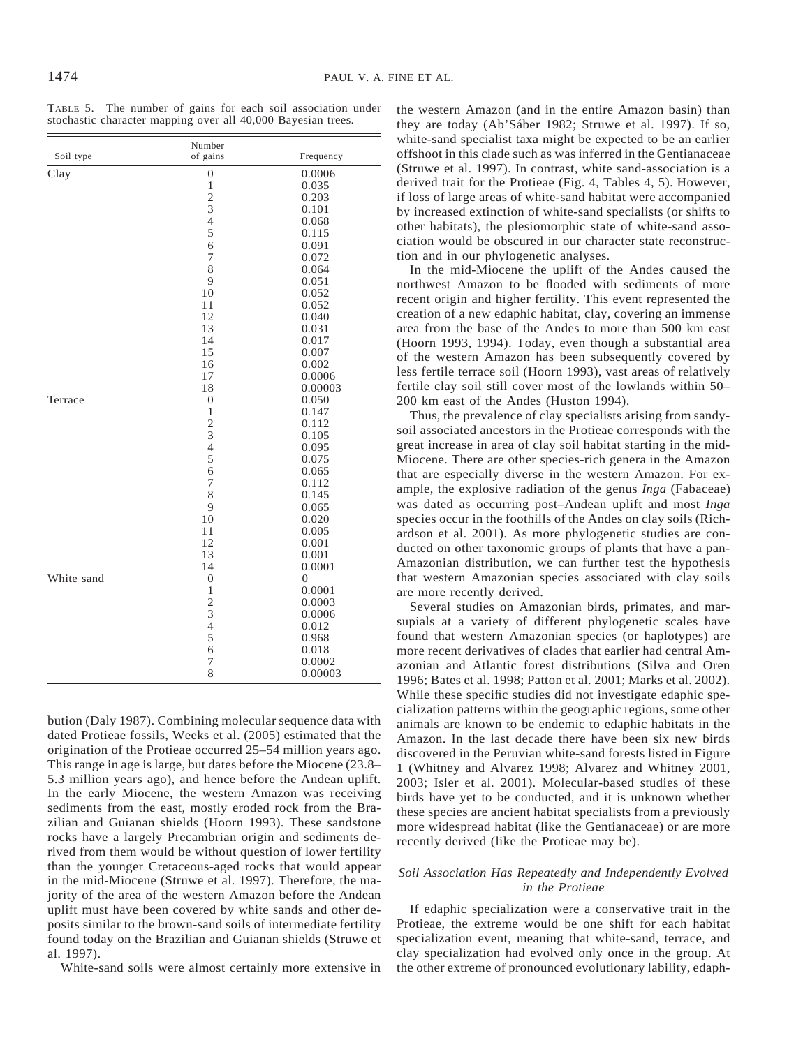TABLE 5. The number of gains for each soil association under stochastic character mapping over all 40,000 Bayesian trees.

| Soil type | Number of gains | Frequency |
|---|---|---|
| Clay | 0 | 0.0006 |
| | 1 | 0.035 |
| | 2 | 0.203 |
| | 3 | 0.101 |
| | 4 | 0.068 |
| | 5 | 0.115 |
| | 6 | 0.091 |
| | 7 | 0.072 |
| | 8 | 0.064 |
| | 9 | 0.051 |
| | 10 | 0.052 |
| | 11 | 0.052 |
| | 12 | 0.040 |
| | 13 | 0.031 |
| | 14 | 0.017 |
| | 15 | 0.007 |
| | 16 | 0.002 |
| | 17 | 0.0006 |
| | 18 | 0.00003 |
| Terrace | 0 | 0.050 |
| | 1 | 0.147 |
| | 2 | 0.112 |
| | 3 | 0.105 |
| | 4 | 0.095 |
| | 5 | 0.075 |
| | 6 | 0.065 |
| | 7 | 0.112 |
| | 8 | 0.145 |
| | 9 | 0.065 |
| | 10 | 0.020 |
| | 11 | 0.005 |
| | 12 | 0.001 |
| | 13 | 0.001 |
| | 14 | 0.0001 |
| White sand | 0 | 0 |
| | 1 | 0.0001 |
| | 2 | 0.0003 |
| | 3 | 0.0006 |
| | 4 | 0.012 |
| | 5 | 0.968 |
| | 6 | 0.018 |
| | 7 | 0.0002 |
| | 8 | 0.00003 |

bution (Daly 1987). Combining molecular sequence data with dated Protieae fossils, Weeks et al. (2005) estimated that the origination of the Protieae occurred 25–54 million years ago. This range in age is large, but dates before the Miocene (23.8–5.3 million years ago), and hence before the Andean uplift. In the early Miocene, the western Amazon was receiving sediments from the east, mostly eroded rock from the Brazilian and Guianan shields (Hoorn 1993). These sandstone rocks have a largely Precambrian origin and sediments derived from them would be without question of lower fertility than the younger Cretaceous-aged rocks that would appear in the mid-Miocene (Struwe et al. 1997). Therefore, the majority of the area of the western Amazon before the Andean uplift must have been covered by white sands and other deposits similar to the brown-sand soils of intermediate fertility found today on the Brazilian and Guianan shields (Struwe et al. 1997).

White-sand soils were almost certainly more extensive in the western Amazon (and in the entire Amazon basin) than they are today (Ab'Sáber 1982; Struwe et al. 1997). If so, white-sand specialist taxa might be expected to be an earlier offshoot in this clade such as was inferred in the Gentianaceae (Struwe et al. 1997). In contrast, white sand-association is a derived trait for the Protieae (Fig. 4, Tables 4, 5). However, if loss of large areas of white-sand habitat were accompanied by increased extinction of white-sand specialists (or shifts to other habitats), the plesiomorphic state of white-sand association would be obscured in our character state reconstruction and in our phylogenetic analyses.

In the mid-Miocene the uplift of the Andes caused the northwest Amazon to be flooded with sediments of more recent origin and higher fertility. This event represented the creation of a new edaphic habitat, clay, covering an immense area from the base of the Andes to more than 500 km east (Hoorn 1993, 1994). Today, even though a substantial area of the western Amazon has been subsequently covered by less fertile terrace soil (Hoorn 1993), vast areas of relatively fertile clay soil still cover most of the lowlands within 50–200 km east of the Andes (Huston 1994).

Thus, the prevalence of clay specialists arising from sandy-soil associated ancestors in the Protieae corresponds with the great increase in area of clay soil habitat starting in the mid-Miocene. There are other species-rich genera in the Amazon that are especially diverse in the western Amazon. For example, the explosive radiation of the genus *Inga* (Fabaceae) was dated as occurring post–Andean uplift and most *Inga* species occur in the foothills of the Andes on clay soils (Richardson et al. 2001). As more phylogenetic studies are conducted on other taxonomic groups of plants that have a pan-Amazonian distribution, we can further test the hypothesis that western Amazonian species associated with clay soils are more recently derived.

Several studies on Amazonian birds, primates, and marsupials at a variety of different phylogenetic scales have found that western Amazonian species (or haplotypes) are more recent derivatives of clades that earlier had central Amazonian and Atlantic forest distributions (Silva and Oren 1996; Bates et al. 1998; Patton et al. 2001; Marks et al. 2002). While these specific studies did not investigate edaphic specialization patterns within the geographic regions, some other animals are known to be endemic to edaphic habitats in the Amazon. In the last decade there have been six new birds discovered in the Peruvian white-sand forests listed in Figure 1 (Whitney and Alvarez 1998; Alvarez and Whitney 2001, 2003; Isler et al. 2001). Molecular-based studies of these birds have yet to be conducted, and it is unknown whether these species are ancient habitat specialists from a previously more widespread habitat (like the Gentianaceae) or are more recently derived (like the Protieae may be).

### *Soil Association Has Repeatedly and Independently Evolved in the Protieae*

If edaphic specialization were a conservative trait in the Protieae, the extreme would be one shift for each habitat specialization event, meaning that white-sand, terrace, and clay specialization had evolved only once in the group. At the other extreme of pronounced evolutionary lability, edaph-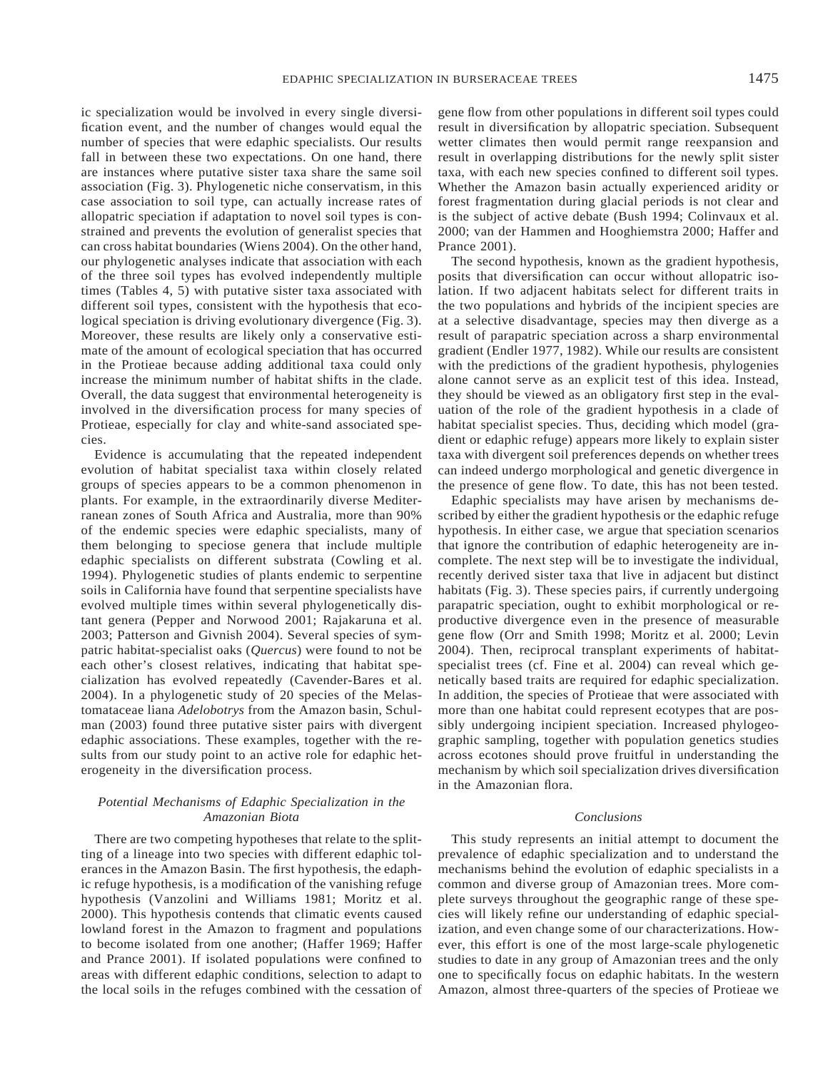ic specialization would be involved in every single diversification event, and the number of changes would equal the number of species that were edaphic specialists. Our results fall in between these two expectations. On one hand, there are instances where putative sister taxa share the same soil association (Fig. 3). Phylogenetic niche conservatism, in this case association to soil type, can actually increase rates of allopatric speciation if adaptation to novel soil types is constrained and prevents the evolution of generalist species that can cross habitat boundaries (Wiens 2004). On the other hand, our phylogenetic analyses indicate that association with each of the three soil types has evolved independently multiple times (Tables 4, 5) with putative sister taxa associated with different soil types, consistent with the hypothesis that ecological speciation is driving evolutionary divergence (Fig. 3). Moreover, these results are likely only a conservative estimate of the amount of ecological speciation that has occurred in the Protieae because adding additional taxa could only increase the minimum number of habitat shifts in the clade. Overall, the data suggest that environmental heterogeneity is involved in the diversification process for many species of Protieae, especially for clay and white-sand associated species.

Evidence is accumulating that the repeated independent evolution of habitat specialist taxa within closely related groups of species appears to be a common phenomenon in plants. For example, in the extraordinarily diverse Mediterranean zones of South Africa and Australia, more than 90% of the endemic species were edaphic specialists, many of them belonging to speciose genera that include multiple edaphic specialists on different substrata (Cowling et al. 1994). Phylogenetic studies of plants endemic to serpentine soils in California have found that serpentine specialists have evolved multiple times within several phylogenetically distant genera (Pepper and Norwood 2001; Rajakaruna et al. 2003; Patterson and Givnish 2004). Several species of sympatric habitat-specialist oaks (*Quercus*) were found to not be each other's closest relatives, indicating that habitat specialization has evolved repeatedly (Cavender-Bares et al. 2004). In a phylogenetic study of 20 species of the Melastomataceae liana *Adelobotrys* from the Amazon basin, Schulman (2003) found three putative sister pairs with divergent edaphic associations. These examples, together with the results from our study point to an active role for edaphic heterogeneity in the diversification process.

### *Potential Mechanisms of Edaphic Specialization in the Amazonian Biota*

There are two competing hypotheses that relate to the splitting of a lineage into two species with different edaphic tolerances in the Amazon Basin. The first hypothesis, the edaphic refuge hypothesis, is a modification of the vanishing refuge hypothesis (Vanzolini and Williams 1981; Moritz et al. 2000). This hypothesis contends that climatic events caused lowland forest in the Amazon to fragment and populations to become isolated from one another; (Haffer 1969; Haffer and Prance 2001). If isolated populations were confined to areas with different edaphic conditions, selection to adapt to the local soils in the refuges combined with the cessation of gene flow from other populations in different soil types could result in diversification by allopatric speciation. Subsequent wetter climates then would permit range reexpansion and result in overlapping distributions for the newly split sister taxa, with each new species confined to different soil types. Whether the Amazon basin actually experienced aridity or forest fragmentation during glacial periods is not clear and is the subject of active debate (Bush 1994; Colinvaux et al. 2000; van der Hammen and Hooghiemstra 2000; Haffer and Prance 2001).

The second hypothesis, known as the gradient hypothesis, posits that diversification can occur without allopatric isolation. If two adjacent habitats select for different traits in the two populations and hybrids of the incipient species are at a selective disadvantage, species may then diverge as a result of parapatric speciation across a sharp environmental gradient (Endler 1977, 1982). While our results are consistent with the predictions of the gradient hypothesis, phylogenies alone cannot serve as an explicit test of this idea. Instead, they should be viewed as an obligatory first step in the evaluation of the role of the gradient hypothesis in a clade of habitat specialist species. Thus, deciding which model (gradient or edaphic refuge) appears more likely to explain sister taxa with divergent soil preferences depends on whether trees can indeed undergo morphological and genetic divergence in the presence of gene flow. To date, this has not been tested.

Edaphic specialists may have arisen by mechanisms described by either the gradient hypothesis or the edaphic refuge hypothesis. In either case, we argue that speciation scenarios that ignore the contribution of edaphic heterogeneity are incomplete. The next step will be to investigate the individual, recently derived sister taxa that live in adjacent but distinct habitats (Fig. 3). These species pairs, if currently undergoing parapatric speciation, ought to exhibit morphological or reproductive divergence even in the presence of measurable gene flow (Orr and Smith 1998; Moritz et al. 2000; Levin 2004). Then, reciprocal transplant experiments of habitat-specialist trees (cf. Fine et al. 2004) can reveal which genetically based traits are required for edaphic specialization. In addition, the species of Protieae that were associated with more than one habitat could represent ecotypes that are possibly undergoing incipient speciation. Increased phylogeographic sampling, together with population genetics studies across ecotones should prove fruitful in understanding the mechanism by which soil specialization drives diversification in the Amazonian flora.

### *Conclusions*

This study represents an initial attempt to document the prevalence of edaphic specialization and to understand the mechanisms behind the evolution of edaphic specialists in a common and diverse group of Amazonian trees. More complete surveys throughout the geographic range of these species will likely refine our understanding of edaphic specialization, and even change some of our characterizations. However, this effort is one of the most large-scale phylogenetic studies to date in any group of Amazonian trees and the only one to specifically focus on edaphic habitats. In the western Amazon, almost three-quarters of the species of Protieae we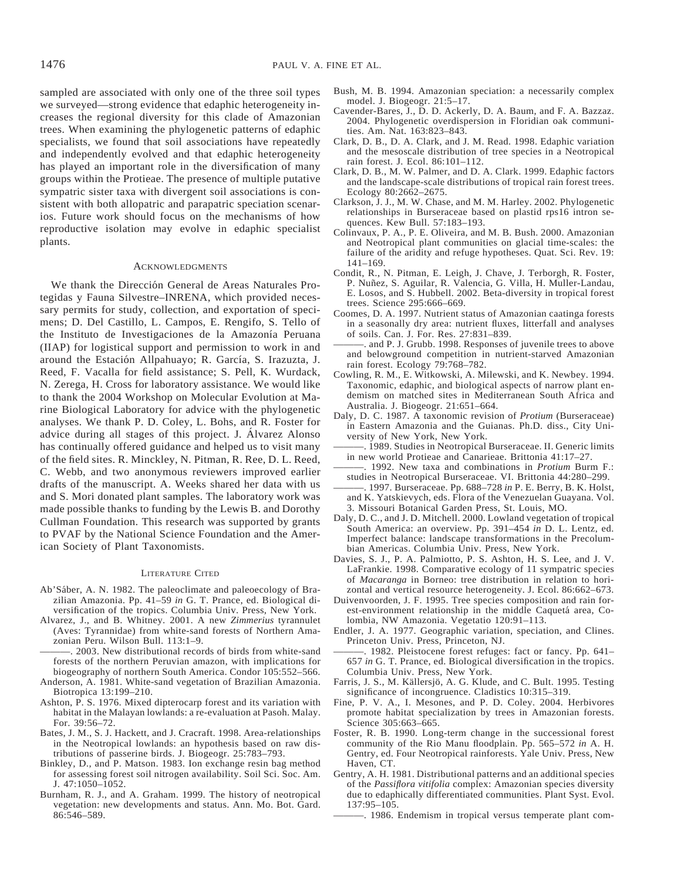sampled are associated with only one of the three soil types we surveyed—strong evidence that edaphic heterogeneity increases the regional diversity for this clade of Amazonian trees. When examining the phylogenetic patterns of edaphic specialists, we found that soil associations have repeatedly and independently evolved and that edaphic heterogeneity has played an important role in the diversification of many groups within the Protieae. The presence of multiple putative sympatric sister taxa with divergent soil associations is consistent with both allopatric and parapatric speciation scenarios. Future work should focus on the mechanisms of how reproductive isolation may evolve in edaphic specialist plants.

## Acknowledgments

We thank the Dirección General de Areas Naturales Protegidas y Fauna Silvestre–INRENA, which provided necessary permits for study, collection, and exportation of specimens; D. Del Castillo, L. Campos, E. Rengifo, S. Tello of the Instituto de Investigaciones de la Amazonía Peruana (IIAP) for logistical support and permission to work in and around the Estación Allpahuayo; R. García, S. Irazuzta, J. Reed, F. Vacalla for field assistance; S. Pell, K. Wurdack, N. Zerega, H. Cross for laboratory assistance. We would like to thank the 2004 Workshop on Molecular Evolution at Marine Biological Laboratory for advice with the phylogenetic analyses. We thank P. D. Coley, L. Bohs, and R. Foster for advice during all stages of this project. J. Álvarez Alonso has continually offered guidance and helped us to visit many of the field sites. R. Minckley, N. Pitman, R. Ree, D. L. Reed, C. Webb, and two anonymous reviewers improved earlier drafts of the manuscript. A. Weeks shared her data with us and S. Mori donated plant samples. The laboratory work was made possible thanks to funding by the Lewis B. and Dorothy Cullman Foundation. This research was supported by grants to PVAF by the National Science Foundation and the American Society of Plant Taxonomists.

## Literature Cited

Ab'Sáber, A. N. 1982. The paleoclimate and paleoecology of Brazilian Amazonia. Pp. 41–59 *in* G. T. Prance, ed. Biological diversification of the tropics. Columbia Univ. Press, New York.

Alvarez, J., and B. Whitney. 2001. A new *Zimmerius* tyrannulet (Aves: Tyrannidae) from white-sand forests of Northern Amazonian Peru. Wilson Bull. 113:1–9.

———. 2003. New distributional records of birds from white-sand forests of the northern Peruvian amazon, with implications for biogeography of northern South America. Condor 105:552–566.

Anderson, A. 1981. White-sand vegetation of Brazilian Amazonia. Biotropica 13:199–210.

Ashton, P. S. 1976. Mixed dipterocarp forest and its variation with habitat in the Malayan lowlands: a re-evaluation at Pasoh. Malay. For. 39:56–72.

Bates, J. M., S. J. Hackett, and J. Cracraft. 1998. Area-relationships in the Neotropical lowlands: an hypothesis based on raw distributions of passerine birds. J. Biogeogr. 25:783–793.

Binkley, D., and P. Matson. 1983. Ion exchange resin bag method for assessing forest soil nitrogen availability. Soil Sci. Soc. Am. J. 47:1050–1052.

Burnham, R. J., and A. Graham. 1999. The history of neotropical vegetation: new developments and status. Ann. Mo. Bot. Gard. 86:546–589.

Bush, M. B. 1994. Amazonian speciation: a necessarily complex model. J. Biogeogr. 21:5–17.

Cavender-Bares, J., D. D. Ackerly, D. A. Baum, and F. A. Bazzaz. 2004. Phylogenetic overdispersion in Floridian oak communities. Am. Nat. 163:823–843.

Clark, D. B., D. A. Clark, and J. M. Read. 1998. Edaphic variation and the mesoscale distribution of tree species in a Neotropical rain forest. J. Ecol. 86:101–112.

Clark, D. B., M. W. Palmer, and D. A. Clark. 1999. Edaphic factors and the landscape-scale distributions of tropical rain forest trees. Ecology 80:2662–2675.

Clarkson, J. J., M. W. Chase, and M. M. Harley. 2002. Phylogenetic relationships in Burseraceae based on plastid rps16 intron sequences. Kew Bull. 57:183–193.

Colinvaux, P. A., P. E. Oliveira, and M. B. Bush. 2000. Amazonian and Neotropical plant communities on glacial time-scales: the failure of the aridity and refuge hypotheses. Quat. Sci. Rev. 19: 141–169.

Condit, R., N. Pitman, E. Leigh, J. Chave, J. Terborgh, R. Foster, P. Nuñez, S. Aguilar, R. Valencia, G. Villa, H. Muller-Landau, E. Losos, and S. Hubbell. 2002. Beta-diversity in tropical forest trees. Science 295:666–669.

Coomes, D. A. 1997. Nutrient status of Amazonian caatinga forests in a seasonally dry area: nutrient fluxes, litterfall and analyses of soils. Can. J. For. Res. 27:831–839.

———. and P. J. Grubb. 1998. Responses of juvenile trees to above and belowground competition in nutrient-starved Amazonian rain forest. Ecology 79:768–782.

Cowling, R. M., E. Witkowski, A. Milewski, and K. Newbey. 1994. Taxonomic, edaphic, and biological aspects of narrow plant endemism on matched sites in Mediterranean South Africa and Australia. J. Biogeogr. 21:651–664.

Daly, D. C. 1987. A taxonomic revision of *Protium* (Burseraceae) in Eastern Amazonia and the Guianas. Ph.D. diss., City University of New York, New York.

———. 1989. Studies in Neotropical Burseraceae. II. Generic limits in new world Protieae and Canarieae. Brittonia 41:17–27.

———. 1992. New taxa and combinations in *Protium* Burm F.: studies in Neotropical Burseraceae. VI. Brittonia 44:280–299.

———. 1997. Burseraceae. Pp. 688–728 *in* P. E. Berry, B. K. Holst, and K. Yatskievych, eds. Flora of the Venezuelan Guayana. Vol. 3. Missouri Botanical Garden Press, St. Louis, MO.

Daly, D. C., and J. D. Mitchell. 2000. Lowland vegetation of tropical South America: an overview. Pp. 391–454 *in* D. L. Lentz, ed. Imperfect balance: landscape transformations in the Precolumbian Americas. Columbia Univ. Press, New York.

Davies, S. J., P. A. Palmiotto, P. S. Ashton, H. S. Lee, and J. V. LaFrankie. 1998. Comparative ecology of 11 sympatric species of *Macaranga* in Borneo: tree distribution in relation to horizontal and vertical resource heterogeneity. J. Ecol. 86:662–673.

Duivenvoorden, J. F. 1995. Tree species composition and rain forest-environment relationship in the middle Caquetá area, Colombia, NW Amazonia. Vegetatio 120:91–113.

Endler, J. A. 1977. Geographic variation, speciation, and Clines. Princeton Univ. Press, Princeton, NJ.

———. 1982. Pleistocene forest refuges: fact or fancy. Pp. 641–657 *in* G. T. Prance, ed. Biological diversification in the tropics. Columbia Univ. Press, New York.

Farris, J. S., M. Källersjö, A. G. Klude, and C. Bult. 1995. Testing significance of incongruence. Cladistics 10:315–319.

Fine, P. V. A., I. Mesones, and P. D. Coley. 2004. Herbivores promote habitat specialization by trees in Amazonian forests. Science 305:663–665.

Foster, R. B. 1990. Long-term change in the successional forest community of the Rio Manu floodplain. Pp. 565–572 *in* A. H. Gentry, ed. Four Neotropical rainforests. Yale Univ. Press, New Haven, CT.

Gentry, A. H. 1981. Distributional patterns and an additional species of the *Passiflora vitifolia* complex: Amazonian species diversity due to edaphically differentiated communities. Plant Syst. Evol. 137:95–105.

———. 1986. Endemism in tropical versus temperate plant com-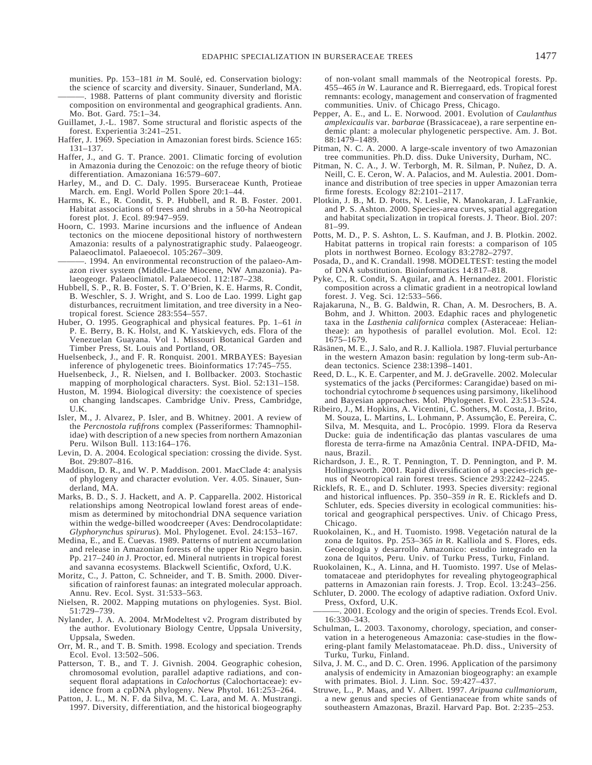munities. Pp. 153–181 *in* M. Soulé, ed. Conservation biology: the science of scarcity and diversity. Sinauer, Sunderland, MA.

———. 1988. Patterns of plant community diversity and floristic composition on environmental and geographical gradients. Ann. Mo. Bot. Gard. 75:1–34.

Guillamet, J.-L. 1987. Some structural and floristic aspects of the forest. Experientia 3:241–251.

Haffer, J. 1969. Speciation in Amazonian forest birds. Science 165: 131–137.

Haffer, J., and G. T. Prance. 2001. Climatic forcing of evolution in Amazonia during the Cenozoic: on the refuge theory of biotic differentiation. Amazoniana 16:579–607.

Harley, M., and D. C. Daly. 1995. Burseraceae Kunth, Protieae March. em. Engl. World Pollen Spore 20:1–44.

Harms, K. E., R. Condit, S. P. Hubbell, and R. B. Foster. 2001. Habitat associations of trees and shrubs in a 50-ha Neotropical forest plot. J. Ecol. 89:947–959.

Hoorn, C. 1993. Marine incursions and the influence of Andean tectonics on the miocene depositional history of northwestern Amazonia: results of a palynostratigraphic study. Palaeogeogr. Palaeoclimatol. Palaeoecol. 105:267–309.

———. 1994. An environmental reconstruction of the palaeo-Amazon river system (Middle-Late Miocene, NW Amazonia). Palaeogeogr. Palaeoclimatol. Palaeoecol. 112:187–238.

Hubbell, S. P., R. B. Foster, S. T. O'Brien, K. E. Harms, R. Condit, B. Weschler, S. J. Wright, and S. Loo de Lao. 1999. Light gap disturbances, recruitment limitation, and tree diversity in a Neotropical forest. Science 283:554–557.

Huber, O. 1995. Geographical and physical features. Pp. 1–61 *in* P. E. Berry, B. K. Holst, and K. Yatskievych, eds. Flora of the Venezuelan Guayana. Vol 1. Missouri Botanical Garden and Timber Press, St. Louis and Portland, OR.

Huelsenbeck, J., and F. R. Ronquist. 2001. MRBAYES: Bayesian inference of phylogenetic trees. Bioinformatics 17:745–755.

Huelsenbeck, J., R. Nielsen, and I. Bollbacker. 2003. Stochastic mapping of morphological characters. Syst. Biol. 52:131–158.

Huston, M. 1994. Biological diversity: the coexistence of species on changing landscapes. Cambridge Univ. Press, Cambridge, U.K.

Isler, M., J. Alvarez, P. Isler, and B. Whitney. 2001. A review of the *Percnostola rufifrons* complex (Passeriformes: Thamnophilidae) with description of a new species from northern Amazonian Peru. Wilson Bull. 113:164–176.

Levin, D. A. 2004. Ecological speciation: crossing the divide. Syst. Bot. 29:807–816.

Maddison, D. R., and W. P. Maddison. 2001. MacClade 4: analysis of phylogeny and character evolution. Ver. 4.05. Sinauer, Sunderland, MA.

Marks, B. D., S. J. Hackett, and A. P. Capparella. 2002. Historical relationships among Neotropical lowland forest areas of endemism as determined by mitochondrial DNA sequence variation within the wedge-billed woodcreeper (Aves: Dendrocolaptidate: *Glyphorynchus spirurus*). Mol. Phylogenet. Evol. 24:153–167.

Medina, E., and E. Cuevas. 1989. Patterns of nutrient accumulation and release in Amazonian forests of the upper Rio Negro basin. Pp. 217–240 *in* J. Proctor, ed. Mineral nutrients in tropical forest and savanna ecosystems. Blackwell Scientific, Oxford, U.K.

Moritz, C., J. Patton, C. Schneider, and T. B. Smith. 2000. Diversification of rainforest faunas: an integrated molecular approach. Annu. Rev. Ecol. Syst. 31:533–563.

Nielsen, R. 2002. Mapping mutations on phylogenies. Syst. Biol. 51:729–739.

Nylander, J. A. A. 2004. MrModeltest v2. Program distributed by the author. Evolutionary Biology Centre, Uppsala University, Uppsala, Sweden.

Orr, M. R., and T. B. Smith. 1998. Ecology and speciation. Trends Ecol. Evol. 13:502–506.

Patterson, T. B., and T. J. Givnish. 2004. Geographic cohesion, chromosomal evolution, parallel adaptive radiations, and consequent floral adaptations in *Calochortus* (Calochortaceae): evidence from a cpDNA phylogeny. New Phytol. 161:253–264.

Patton, J. L., M. N. F. da Silva, M. C. Lara, and M. A. Mustrangi. 1997. Diversity, differentiation, and the historical biogeography of non-volant small mammals of the Neotropical forests. Pp. 455–465 *in* W. Laurance and R. Bierregaard, eds. Tropical forest remnants: ecology, management and conservation of fragmented communities. Univ. of Chicago Press, Chicago.

Pepper, A. E., and L. E. Norwood. 2001. Evolution of *Caulanthus amplexicaulis* var. *barbarae* (Brassicaceae), a rare serpentine endemic plant: a molecular phylogenetic perspective. Am. J. Bot. 88:1479–1489.

Pitman, N. C. A. 2000. A large-scale inventory of two Amazonian tree communities. Ph.D. diss. Duke University, Durham, NC.

Pitman, N. C. A., J. W. Terborgh, M. R. Silman, P. Nuñez, D. A. Neill, C. E. Ceron, W. A. Palacios, and M. Aulestia. 2001. Dominance and distribution of tree species in upper Amazonian terra firme forests. Ecology 82:2101–2117.

Plotkin, J. B., M. D. Potts, N. Leslie, N. Manokaran, J. LaFrankie, and P. S. Ashton. 2000. Species-area curves, spatial aggregation and habitat specialization in tropical forests. J. Theor. Biol. 207: 81–99.

Potts, M. D., P. S. Ashton, L. S. Kaufman, and J. B. Plotkin. 2002. Habitat patterns in tropical rain forests: a comparison of 105 plots in northwest Borneo. Ecology 83:2782–2797.

Posada, D., and K. Crandall. 1998. MODELTEST: testing the model of DNA substitution. Bioinformatics 14:817–818.

Pyke, C., R. Condit, S. Aguilar, and A. Hernandez. 2001. Floristic composition across a climatic gradient in a neotropical lowland forest. J. Veg. Sci. 12:533–566.

Rajakaruna, N., B. G. Baldwin, R. Chan, A. M. Desrochers, B. A. Bohm, and J. Whitton. 2003. Edaphic races and phylogenetic taxa in the *Lasthenia californica* complex (Asteraceae: Heliantheae): an hypothesis of parallel evolution. Mol. Ecol. 12: 1675–1679.

Räsänen, M. E., J. Salo, and R. J. Kalliola. 1987. Fluvial perturbance in the western Amazon basin: regulation by long-term sub-Andean tectonics. Science 238:1398–1401.

Reed, D. L., K. E. Carpenter, and M. J. deGravelle. 2002. Molecular systematics of the jacks (Perciformes: Carangidae) based on mitochondrial cytochrome *b* sequences using parsimony, likelihood and Bayesian approaches. Mol. Phylogenet. Evol. 23:513–524.

Ribeiro, J., M. Hopkins, A. Vicentini, C. Sothers, M. Costa, J. Brito, M. Souza, L. Martins, L. Lohmann, P. Assumção, E. Pereira, C. Silva, M. Mesquita, and L. Procópio. 1999. Flora da Reserva Ducke: guia de indentificaçâo das plantas vasculares de uma floresta de terra-firme na Amazônia Central. INPA-DFID, Manaus, Brazil.

Richardson, J. E., R. T. Pennington, T. D. Pennington, and P. M. Hollingsworth. 2001. Rapid diversification of a species-rich genus of Neotropical rain forest trees. Science 293:2242–2245.

Ricklefs, R. E., and D. Schluter. 1993. Species diversity: regional and historical influences. Pp. 350–359 *in* R. E. Ricklefs and D. Schluter, eds. Species diversity in ecological communities: historical and geographical perspectives. Univ. of Chicago Press, Chicago.

Ruokolainen, K., and H. Tuomisto. 1998. Vegetación natural de la zona de Iquitos. Pp. 253–365 *in* R. Kalliola and S. Flores, eds. Geoecologia y desarrollo Amazonico: estudio integrado en la zona de Iquitos, Peru. Univ. of Turku Press, Turku, Finland.

Ruokolainen, K., A. Linna, and H. Tuomisto. 1997. Use of Melastomataceae and pteridophytes for revealing phytogeographical patterns in Amazonian rain forests. J. Trop. Ecol. 13:243–256.

Schluter, D. 2000. The ecology of adaptive radiation. Oxford Univ. Press, Oxford, U.K.

———. 2001. Ecology and the origin of species. Trends Ecol. Evol. 16:330–343.

Schulman, L. 2003. Taxonomy, chorology, speciation, and conservation in a heterogeneous Amazonia: case-studies in the flowering-plant family Melastomataceae. Ph.D. diss., University of Turku, Turku, Finland.

Silva, J. M. C., and D. C. Oren. 1996. Application of the parsimony analysis of endemicity in Amazonian biogeography: an example with primates. Biol. J. Linn. Soc. 59:427–437.

Struwe, L., P. Maas, and V. Albert. 1997. *Aripuana cullmaniorum*, a new genus and species of Gentianaceae from white sands of southeastern Amazonas, Brazil. Harvard Pap. Bot. 2:235–253.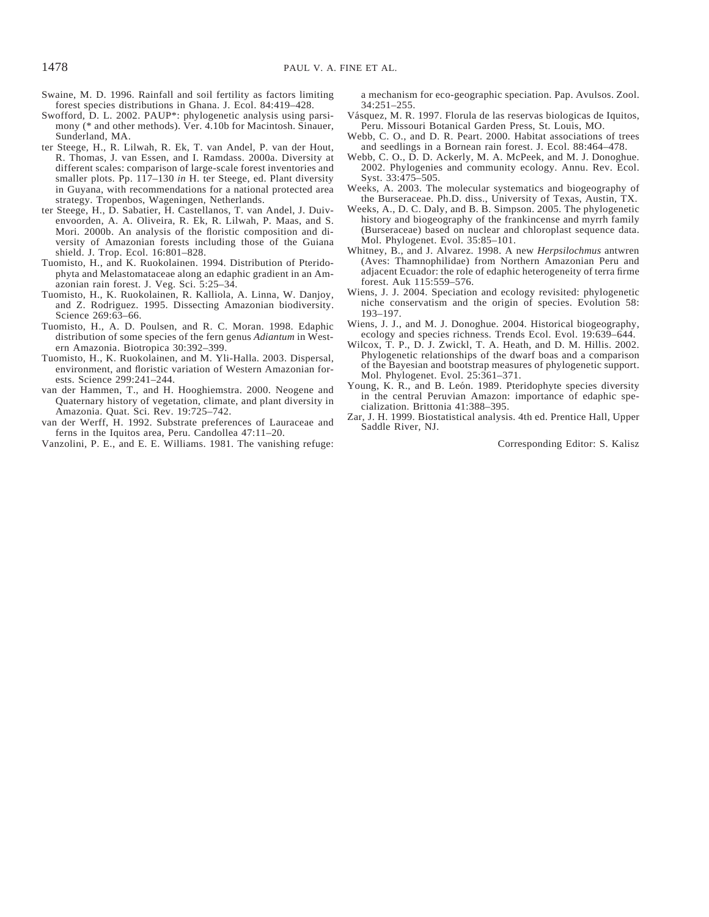Swaine, M. D. 1996. Rainfall and soil fertility as factors limiting forest species distributions in Ghana. J. Ecol. 84:419–428.

Swofford, D. L. 2002. PAUP*: phylogenetic analysis using parsimony (* and other methods). Ver. 4.10b for Macintosh. Sinauer, Sunderland, MA.

ter Steege, H., R. Lilwah, R. Ek, T. van Andel, P. van der Hout, R. Thomas, J. van Essen, and I. Ramdass. 2000a. Diversity at different scales: comparison of large-scale forest inventories and smaller plots. Pp. 117–130 *in* H. ter Steege, ed. Plant diversity in Guyana, with recommendations for a national protected area strategy. Tropenbos, Wageningen, Netherlands.

ter Steege, H., D. Sabatier, H. Castellanos, T. van Andel, J. Duivenvoorden, A. A. Oliveira, R. Ek, R. Lilwah, P. Maas, and S. Mori. 2000b. An analysis of the floristic composition and diversity of Amazonian forests including those of the Guiana shield. J. Trop. Ecol. 16:801–828.

Tuomisto, H., and K. Ruokolainen. 1994. Distribution of Pteridophyta and Melastomataceae along an edaphic gradient in an Amazonian rain forest. J. Veg. Sci. 5:25–34.

Tuomisto, H., K. Ruokolainen, R. Kalliola, A. Linna, W. Danjoy, and Z. Rodriguez. 1995. Dissecting Amazonian biodiversity. Science 269:63–66.

Tuomisto, H., A. D. Poulsen, and R. C. Moran. 1998. Edaphic distribution of some species of the fern genus *Adiantum* in Western Amazonia. Biotropica 30:392–399.

Tuomisto, H., K. Ruokolainen, and M. Yli-Halla. 2003. Dispersal, environment, and floristic variation of Western Amazonian forests. Science 299:241–244.

van der Hammen, T., and H. Hooghiemstra. 2000. Neogene and Quaternary history of vegetation, climate, and plant diversity in Amazonia. Quat. Sci. Rev. 19:725–742.

van der Werff, H. 1992. Substrate preferences of Lauraceae and ferns in the Iquitos area, Peru. Candollea 47:11–20.

Vanzolini, P. E., and E. E. Williams. 1981. The vanishing refuge: a mechanism for eco-geographic speciation. Pap. Avulsos. Zool. 34:251–255.

Vásquez, M. R. 1997. Florula de las reservas biologicas de Iquitos, Peru. Missouri Botanical Garden Press, St. Louis, MO.

Webb, C. O., and D. R. Peart. 2000. Habitat associations of trees and seedlings in a Bornean rain forest. J. Ecol. 88:464–478.

Webb, C. O., D. D. Ackerly, M. A. McPeek, and M. J. Donoghue. 2002. Phylogenies and community ecology. Annu. Rev. Ecol. Syst. 33:475–505.

Weeks, A. 2003. The molecular systematics and biogeography of the Burseraceae. Ph.D. diss., University of Texas, Austin, TX.

Weeks, A., D. C. Daly, and B. B. Simpson. 2005. The phylogenetic history and biogeography of the frankincense and myrrh family (Burseraceae) based on nuclear and chloroplast sequence data. Mol. Phylogenet. Evol. 35:85–101.

Whitney, B., and J. Alvarez. 1998. A new *Herpsilochmus* antwren (Aves: Thamnophilidae) from Northern Amazonian Peru and adjacent Ecuador: the role of edaphic heterogeneity of terra firme forest. Auk 115:559–576.

Wiens, J. J. 2004. Speciation and ecology revisited: phylogenetic niche conservatism and the origin of species. Evolution 58: 193–197.

Wiens, J. J., and M. J. Donoghue. 2004. Historical biogeography, ecology and species richness. Trends Ecol. Evol. 19:639–644.

Wilcox, T. P., D. J. Zwickl, T. A. Heath, and D. M. Hillis. 2002. Phylogenetic relationships of the dwarf boas and a comparison of the Bayesian and bootstrap measures of phylogenetic support. Mol. Phylogenet. Evol. 25:361–371.

Young, K. R., and B. León. 1989. Pteridophyte species diversity in the central Peruvian Amazon: importance of edaphic specialization. Brittonia 41:388–395.

Zar, J. H. 1999. Biostatistical analysis. 4th ed. Prentice Hall, Upper Saddle River, NJ.

Corresponding Editor: S. Kalisz